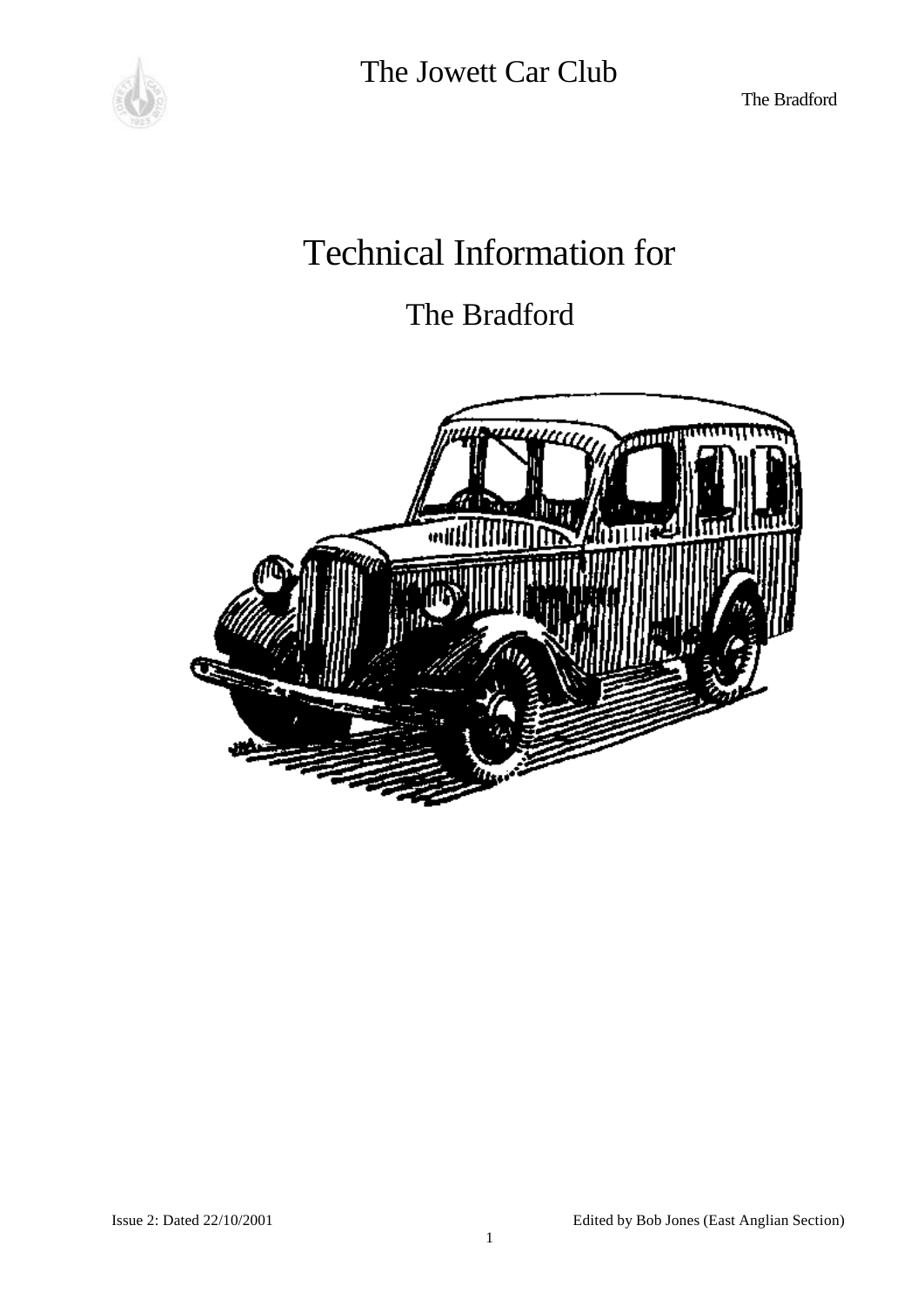# Technical Information for

## The Bradford

Issue 2: Dated 22/10/2001

Edited by Bob Jones (East Anglian Section)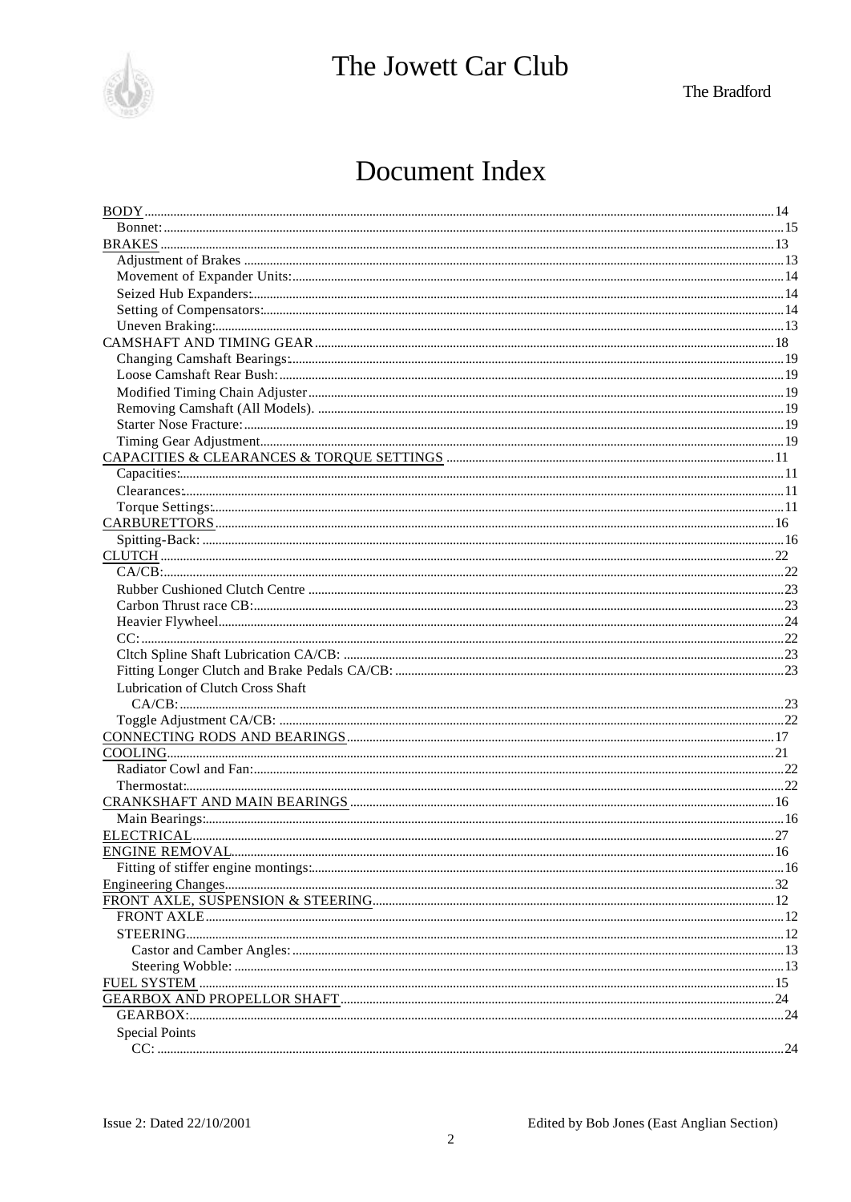# Document Index

- BODY ........ 14
  - Bonnet: ........ 15
- BRAKES ........ 13
  - Adjustment of Brakes ........ 13
  - Movement of Expander Units: ........ 14
  - Seized Hub Expanders: ........ 14
  - Setting of Compensators: ........ 14
  - Uneven Braking: ........ 13
- CAMSHAFT AND TIMING GEAR ........ 18
  - Changing Camshaft Bearings: ........ 19
  - Loose Camshaft Rear Bush: ........ 19
  - Modified Timing Chain Adjuster ........ 19
  - Removing Camshaft (All Models). ........ 19
  - Starter Nose Fracture: ........ 19
  - Timing Gear Adjustment ........ 19
- CAPACITIES & CLEARANCES & TORQUE SETTINGS ........ 11
  - Capacities: ........ 11
  - Clearances: ........ 11
  - Torque Settings: ........ 11
- CARBURETTORS ........ 16
  - Spitting-Back: ........ 16
- CLUTCH ........ 22
  - CA/CB: ........ 22
  - Rubber Cushioned Clutch Centre ........ 23
  - Carbon Thrust race CB: ........ 23
  - Heavier Flywheel ........ 24
  - CC: ........ 22
  - Cltch Spline Shaft Lubrication CA/CB: ........ 23
  - Fitting Longer Clutch and Brake Pedals CA/CB: ........ 23
  - Lubrication of Clutch Cross Shaft
    - CA/CB: ........ 23
  - Toggle Adjustment CA/CB: ........ 22
- CONNECTING RODS AND BEARINGS ........ 17
- COOLING ........ 21
  - Radiator Cowl and Fan: ........ 22
  - Thermostat: ........ 22
- CRANKSHAFT AND MAIN BEARINGS ........ 16
  - Main Bearings: ........ 16
- ELECTRICAL ........ 27
- ENGINE REMOVAL ........ 16
  - Fitting of stiffer engine montings: ........ 16
- Engineering Changes ........ 32
- FRONT AXLE, SUSPENSION & STEERING ........ 12
  - FRONT AXLE ........ 12
  - STEERING ........ 12
    - Castor and Camber Angles: ........ 13
    - Steering Wobble: ........ 13
- FUEL SYSTEM ........ 15
- GEARBOX AND PROPELLOR SHAFT ........ 24
  - GEARBOX: ........ 24
  - Special Points
    - CC: ........ 24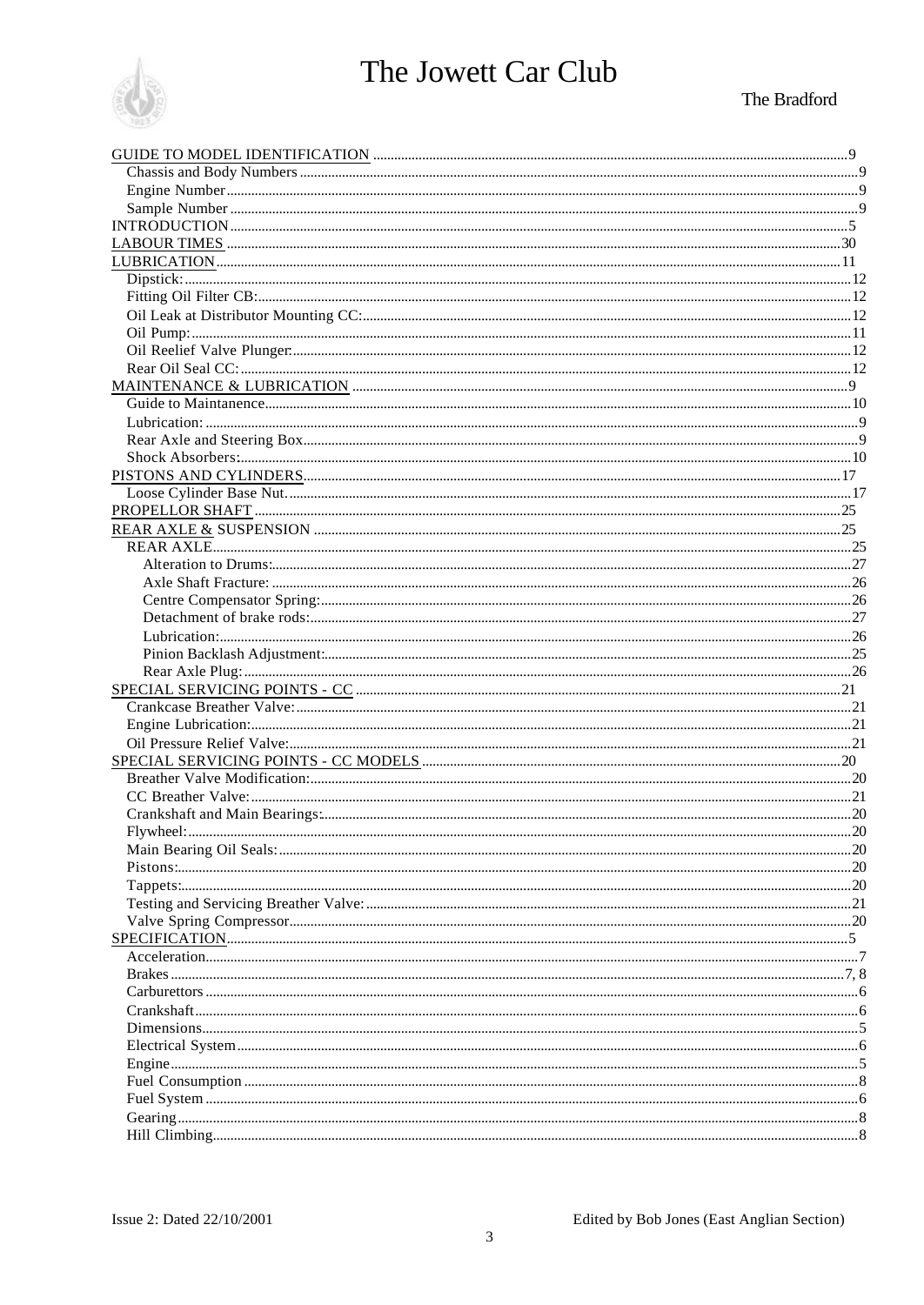GUIDE TO MODEL IDENTIFICATION ....9
- Chassis and Body Numbers ....9
- Engine Number ....9
- Sample Number ....9

INTRODUCTION ....5

LABOUR TIMES ....30

LUBRICATION ....11
- Dipstick: ....12
- Fitting Oil Filter CB: ....12
- Oil Leak at Distributor Mounting CC: ....12
- Oil Pump: ....11
- Oil Reelief Valve Plunger: ....12
- Rear Oil Seal CC: ....12

MAINTENANCE & LUBRICATION ....9
- Guide to Maintanence ....10
- Lubrication: ....9
- Rear Axle and Steering Box ....9
- Shock Absorbers: ....10

PISTONS AND CYLINDERS ....17
- Loose Cylinder Base Nut. ....17

PROPELLOR SHAFT ....25

REAR AXLE & SUSPENSION ....25
- REAR AXLE ....25
  - Alteration to Drums: ....27
  - Axle Shaft Fracture: ....26
  - Centre Compensator Spring: ....26
  - Detachment of brake rods: ....27
  - Lubrication: ....26
  - Pinion Backlash Adjustment: ....25
  - Rear Axle Plug: ....26

SPECIAL SERVICING POINTS - CC ....21
- Crankcase Breather Valve: ....21
- Engine Lubrication: ....21
- Oil Pressure Relief Valve: ....21

SPECIAL SERVICING POINTS - CC MODELS ....20
- Breather Valve Modification: ....20
- CC Breather Valve: ....21
- Crankshaft and Main Bearings: ....20
- Flywheel: ....20
- Main Bearing Oil Seals: ....20
- Pistons: ....20
- Tappets: ....20
- Testing and Servicing Breather Valve: ....21
- Valve Spring Compressor ....20

SPECIFICATION ....5
- Acceleration ....7
- Brakes ....7, 8
- Carburettors ....6
- Crankshaft ....6
- Dimensions ....5
- Electrical System ....6
- Engine ....5
- Fuel Consumption ....8
- Fuel System ....6
- Gearing ....8
- Hill Climbing ....8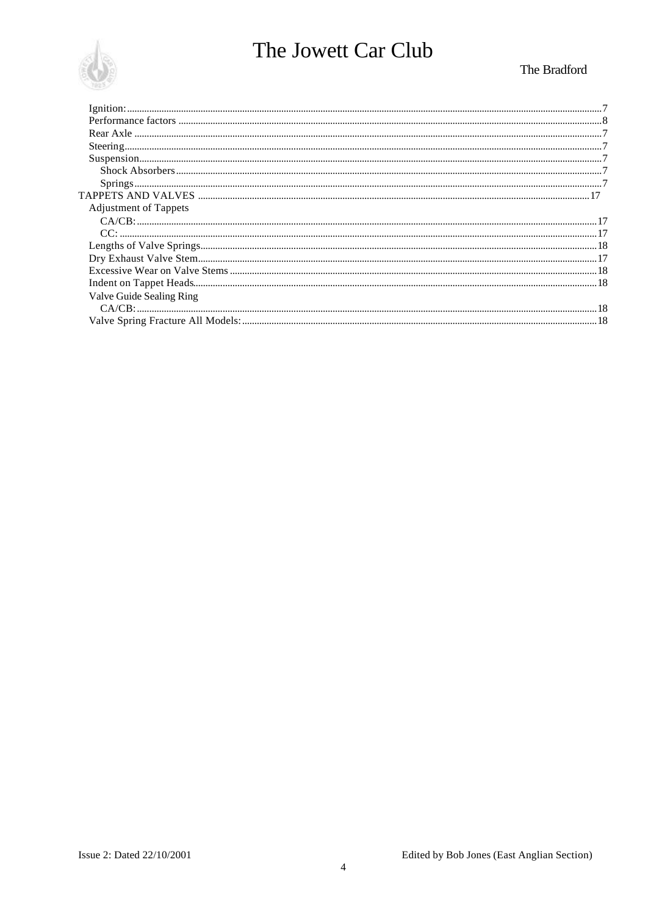- Ignition: 7
- Performance factors 8
- Rear Axle 7
- Steering 7
- Suspension 7
  - Shock Absorbers 7
  - Springs 7

TAPPETS AND VALVES 17

- Adjustment of Tappets
  - CA/CB: 17
  - CC: 17
- Lengths of Valve Springs 18
- Dry Exhaust Valve Stem 17
- Excessive Wear on Valve Stems 18
- Indent on Tappet Heads 18
- Valve Guide Sealing Ring
  - CA/CB: 18
- Valve Spring Fracture All Models: 18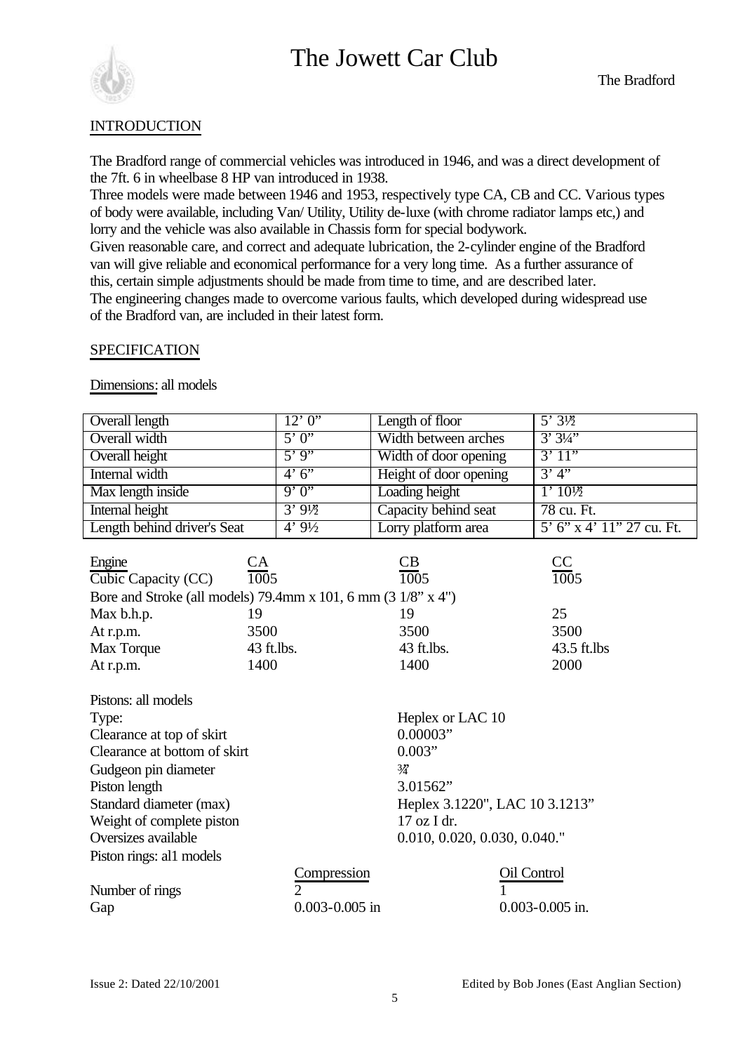## INTRODUCTION

The Bradford range of commercial vehicles was introduced in 1946, and was a direct development of the 7ft. 6 in wheelbase 8 HP van introduced in 1938.

Three models were made between 1946 and 1953, respectively type CA, CB and CC. Various types of body were available, including Van/ Utility, Utility de-luxe (with chrome radiator lamps etc,) and lorry and the vehicle was also available in Chassis form for special bodywork.

Given reasonable care, and correct and adequate lubrication, the 2-cylinder engine of the Bradford van will give reliable and economical performance for a very long time. As a further assurance of this, certain simple adjustments should be made from time to time, and are described later.

The engineering changes made to overcome various faults, which developed during widespread use of the Bradford van, are included in their latest form.

## SPECIFICATION

Dimensions: all models

| Overall length | 12' 0" | Length of floor | 5' 3½ |
|---|---|---|---|
| Overall width | 5' 0" | Width between arches | 3' 3¼" |
| Overall height | 5' 9" | Width of door opening | 3' 11" |
| Internal width | 4' 6" | Height of door opening | 3' 4" |
| Max length inside | 9' 0" | Loading height | 1' 10½ |
| Internal height | 3' 9½ | Capacity behind seat | 78 cu. Ft. |
| Length behind driver's Seat | 4' 9½ | Lorry platform area | 5' 6" x 4' 11" 27 cu. Ft. |

| Engine | CA | CB | CC |
|---|---|---|---|
| Cubic Capacity (CC) | 1005 | 1005 | 1005 |
| Bore and Stroke (all models) 79.4mm x 101, 6 mm (3 1/8" x 4") | | | |
| Max b.h.p. | 19 | 19 | 25 |
| At r.p.m. | 3500 | 3500 | 3500 |
| Max Torque | 43 ft.lbs. | 43 ft.lbs. | 43.5 ft.lbs |
| At r.p.m. | 1400 | 1400 | 2000 |

Pistons: all models

| | |
|---|---|
| Type: | Heplex or LAC 10 |
| Clearance at top of skirt | 0.00003" |
| Clearance at bottom of skirt | 0.003" |
| Gudgeon pin diameter | ¾" |
| Piston length | 3.01562" |
| Standard diameter (max) | Heplex 3.1220", LAC 10 3.1213" |
| Weight of complete piston | 17 oz I dr. |
| Oversizes available | 0.010, 0.020, 0.030, 0.040." |

Piston rings: all models

| | Compression | Oil Control |
|---|---|---|
| Number of rings | 2 | 1 |
| Gap | 0.003-0.005 in | 0.003-0.005 in. |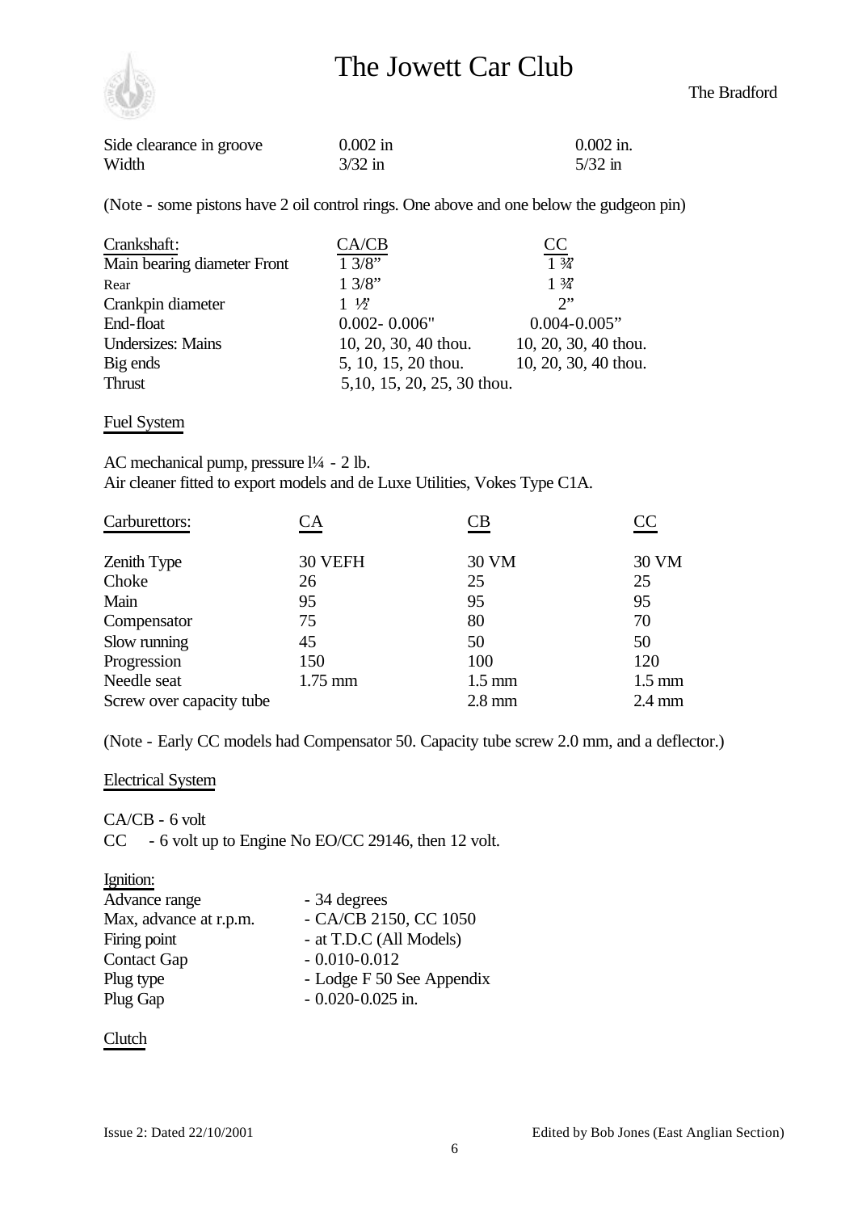| | | |
|---|---|---|
| Side clearance in groove | 0.002 in | 0.002 in. |
| Width | 3/32 in | 5/32 in |

(Note - some pistons have 2 oil control rings. One above and one below the gudgeon pin)

| Crankshaft: | CA/CB | CC |
|---|---|---|
| Main bearing diameter Front | 1 3/8" | 1 ¾" |
| Rear | 1 3/8" | 1 ¾" |
| Crankpin diameter | 1 ½" | 2" |
| End-float | 0.002- 0.006" | 0.004-0.005" |
| Undersizes: Mains | 10, 20, 30, 40 thou. | 10, 20, 30, 40 thou. |
| Big ends | 5, 10, 15, 20 thou. | 10, 20, 30, 40 thou. |
| Thrust | 5,10, 15, 20, 25, 30 thou. | |

## Fuel System

AC mechanical pump, pressure l¼ - 2 lb.
Air cleaner fitted to export models and de Luxe Utilities, Vokes Type C1A.

| Carburettors: | CA | CB | CC |
|---|---|---|---|
| Zenith Type | 30 VEFH | 30 VM | 30 VM |
| Choke | 26 | 25 | 25 |
| Main | 95 | 95 | 95 |
| Compensator | 75 | 80 | 70 |
| Slow running | 45 | 50 | 50 |
| Progression | 150 | 100 | 120 |
| Needle seat | 1.75 mm | 1.5 mm | 1.5 mm |
| Screw over capacity tube | | 2.8 mm | 2.4 mm |

(Note - Early CC models had Compensator 50. Capacity tube screw 2.0 mm, and a deflector.)

## Electrical System

CA/CB - 6 volt
CC - 6 volt up to Engine No EO/CC 29146, then 12 volt.

Ignition:

| | |
|---|---|
| Advance range | - 34 degrees |
| Max, advance at r.p.m. | - CA/CB 2150, CC 1050 |
| Firing point | - at T.D.C (All Models) |
| Contact Gap | - 0.010-0.012 |
| Plug type | - Lodge F 50 See Appendix |
| Plug Gap | - 0.020-0.025 in. |

## Clutch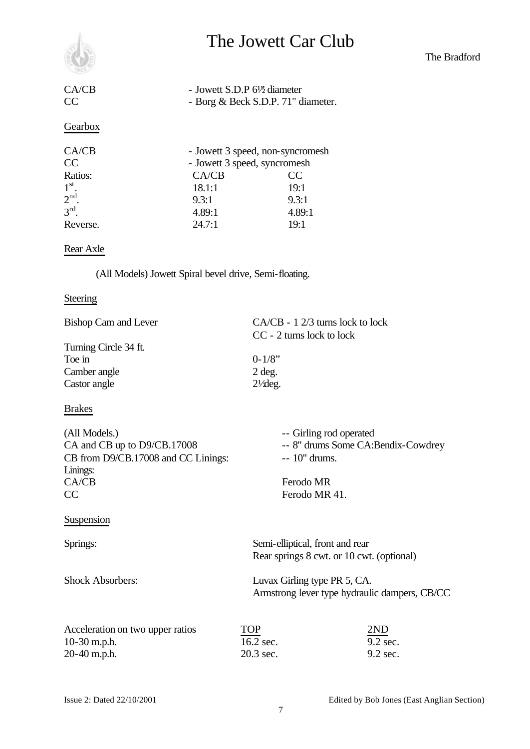| | |
|---|---|
| CA/CB | - Jowett S.D.P 6½ diameter |
| CC | - Borg & Beck S.D.P. 71" diameter. |

## Gearbox

| | | |
|---|---|---|
| CA/CB | - Jowett 3 speed, non-syncromesh | |
| CC | - Jowett 3 speed, syncromesh | |
| Ratios: | CA/CB | CC |
| 1st. | 18.1:1 | 19:1 |
| 2nd. | 9.3:1 | 9.3:1 |
| 3rd. | 4.89:1 | 4.89:1 |
| Reverse. | 24.7:1 | 19:1 |

## Rear Axle

(All Models) Jowett Spiral bevel drive, Semi-floating.

## Steering

| | |
|---|---|
| Bishop Cam and Lever | CA/CB - 1 2/3 turns lock to lock<br>CC - 2 turns lock to lock |
| Turning Circle 34 ft. | |
| Toe in | 0-1/8" |
| Camber angle | 2 deg. |
| Castor angle | 2½deg. |

## Brakes

| | |
|---|---|
| (All Models.) | -- Girling rod operated |
| CA and CB up to D9/CB.17008 | -- 8" drums Some CA:Bendix-Cowdrey |
| CB from D9/CB.17008 and CC Linings: | -- 10" drums. |
| Linings: | |
| CA/CB | Ferodo MR |
| CC | Ferodo MR 41. |

## Suspension

| | |
|---|---|
| Springs: | Semi-elliptical, front and rear<br>Rear springs 8 cwt. or 10 cwt. (optional) |
| Shock Absorbers: | Luvax Girling type PR 5, CA.<br>Armstrong lever type hydraulic dampers, CB/CC |

| Acceleration on two upper ratios | TOP | 2ND |
|---|---|---|
| 10-30 m.p.h. | 16.2 sec. | 9.2 sec. |
| 20-40 m.p.h. | 20.3 sec. | 9.2 sec. |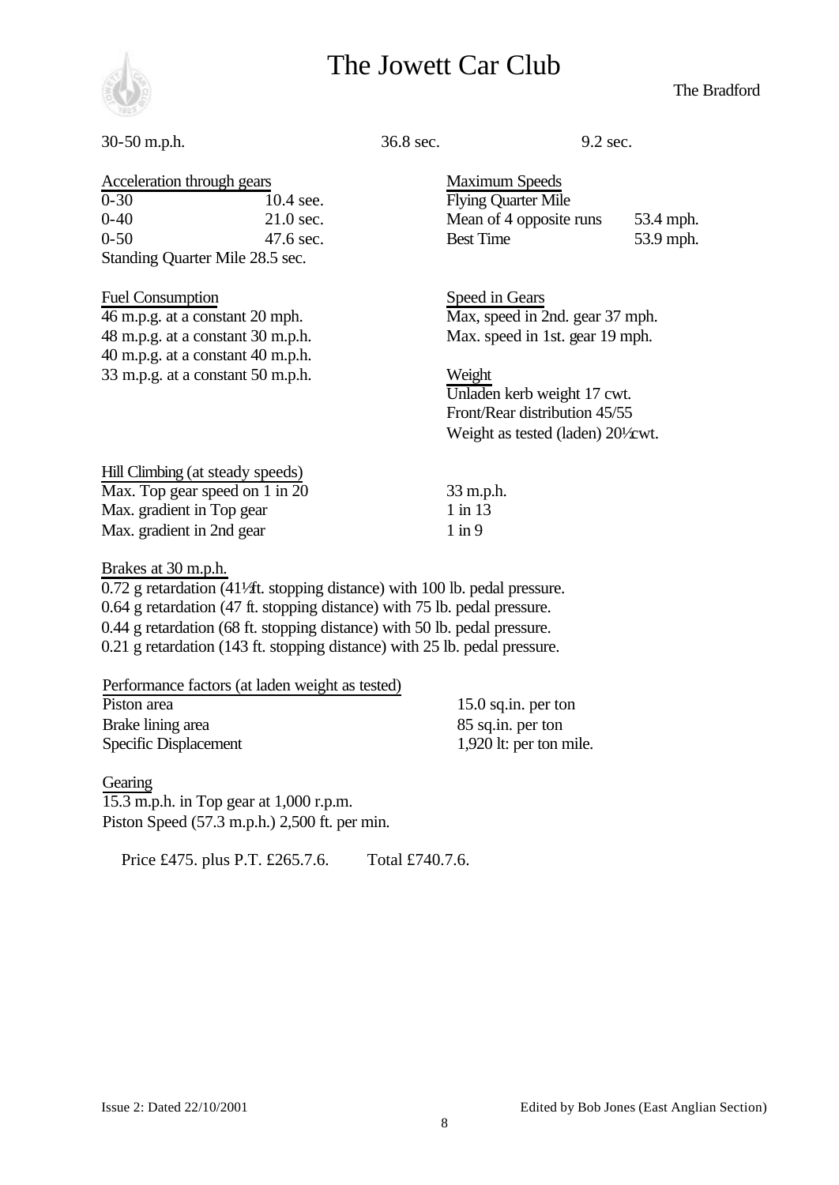| 30-50 m.p.h. | 36.8 sec. | 9.2 sec. |
|---|---|---|

Acceleration through gears

| | |
|---|---|
| 0-30 | 10.4 see. |
| 0-40 | 21.0 sec. |
| 0-50 | 47.6 sec. |

Standing Quarter Mile 28.5 sec.

Maximum Speeds

Flying Quarter Mile

| | |
|---|---|
| Mean of 4 opposite runs | 53.4 mph. |
| Best Time | 53.9 mph. |

Fuel Consumption

46 m.p.g. at a constant 20 mph.
48 m.p.g. at a constant 30 m.p.h.
40 m.p.g. at a constant 40 m.p.h.
33 m.p.g. at a constant 50 m.p.h.

Speed in Gears

Max, speed in 2nd. gear 37 mph.
Max. speed in 1st. gear 19 mph.

Weight

Unladen kerb weight 17 cwt.
Front/Rear distribution 45/55
Weight as tested (laden) 20½cwt.

Hill Climbing (at steady speeds)

| | |
|---|---|
| Max. Top gear speed on 1 in 20 | 33 m.p.h. |
| Max. gradient in Top gear | 1 in 13 |
| Max. gradient in 2nd gear | 1 in 9 |

Brakes at 30 m.p.h.

0.72 g retardation (41½ft. stopping distance) with 100 lb. pedal pressure.
0.64 g retardation (47 ft. stopping distance) with 75 lb. pedal pressure.
0.44 g retardation (68 ft. stopping distance) with 50 lb. pedal pressure.
0.21 g retardation (143 ft. stopping distance) with 25 lb. pedal pressure.

Performance factors (at laden weight as tested)

| | |
|---|---|
| Piston area | 15.0 sq.in. per ton |
| Brake lining area | 85 sq.in. per ton |
| Specific Displacement | 1,920 lt: per ton mile. |

Gearing

15.3 m.p.h. in Top gear at 1,000 r.p.m.
Piston Speed (57.3 m.p.h.) 2,500 ft. per min.

Price £475. plus P.T. £265.7.6. Total £740.7.6.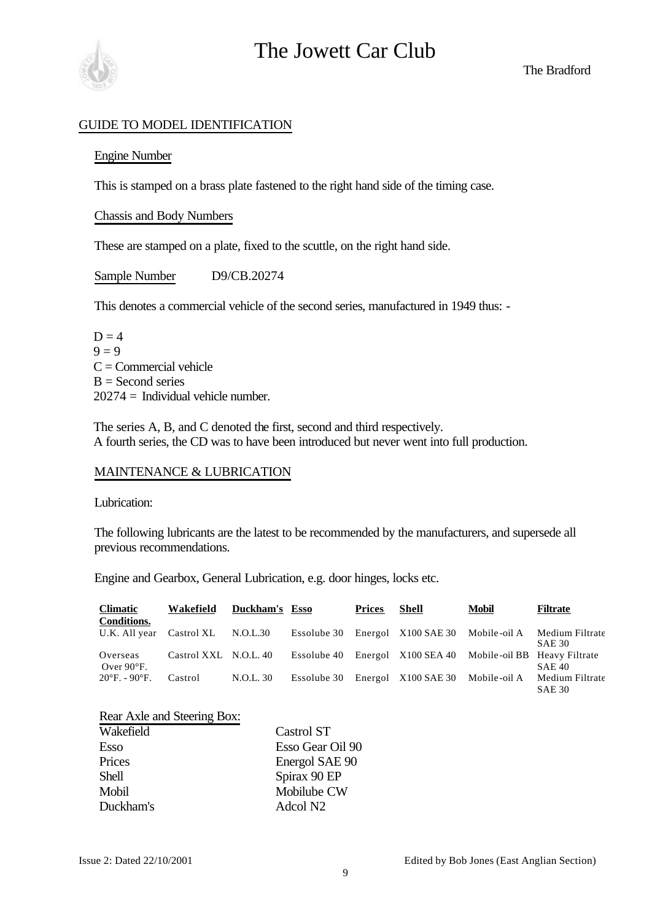## GUIDE TO MODEL IDENTIFICATION

### Engine Number

This is stamped on a brass plate fastened to the right hand side of the timing case.

### Chassis and Body Numbers

These are stamped on a plate, fixed to the scuttle, on the right hand side.

Sample Number D9/CB.20274

This denotes a commercial vehicle of the second series, manufactured in 1949 thus: -

D = 4
9 = 9
C = Commercial vehicle
B = Second series
20274 = Individual vehicle number.

The series A, B, and C denoted the first, second and third respectively.
A fourth series, the CD was to have been introduced but never went into full production.

## MAINTENANCE & LUBRICATION

Lubrication:

The following lubricants are the latest to be recommended by the manufacturers, and supersede all previous recommendations.

Engine and Gearbox, General Lubrication, e.g. door hinges, locks etc.

| Climatic Conditions. | Wakefield | Duckham's | Esso | Prices | Shell | Mobil | Filtrate |
|---|---|---|---|---|---|---|---|
| U.K. All year | Castrol XL | N.O.L.30 | Essolube 30 | Energol | X100 SAE 30 | Mobile-oil A | Medium Filtrate SAE 30 |
| Overseas Over 90°F. | Castrol XXL | N.O.L. 40 | Essolube 40 | Energol | X100 SEA 40 | Mobile-oil BB | Heavy Filtrate SAE 40 |
| 20°F. - 90°F. | Castrol | N.O.L. 30 | Essolube 30 | Energol | X100 SAE 30 | Mobile-oil A | Medium Filtrate SAE 30 |

Rear Axle and Steering Box:

| | |
|---|---|
| Wakefield | Castrol ST |
| Esso | Esso Gear Oil 90 |
| Prices | Energol SAE 90 |
| Shell | Spirax 90 EP |
| Mobil | Mobilube CW |
| Duckham's | Adcol N2 |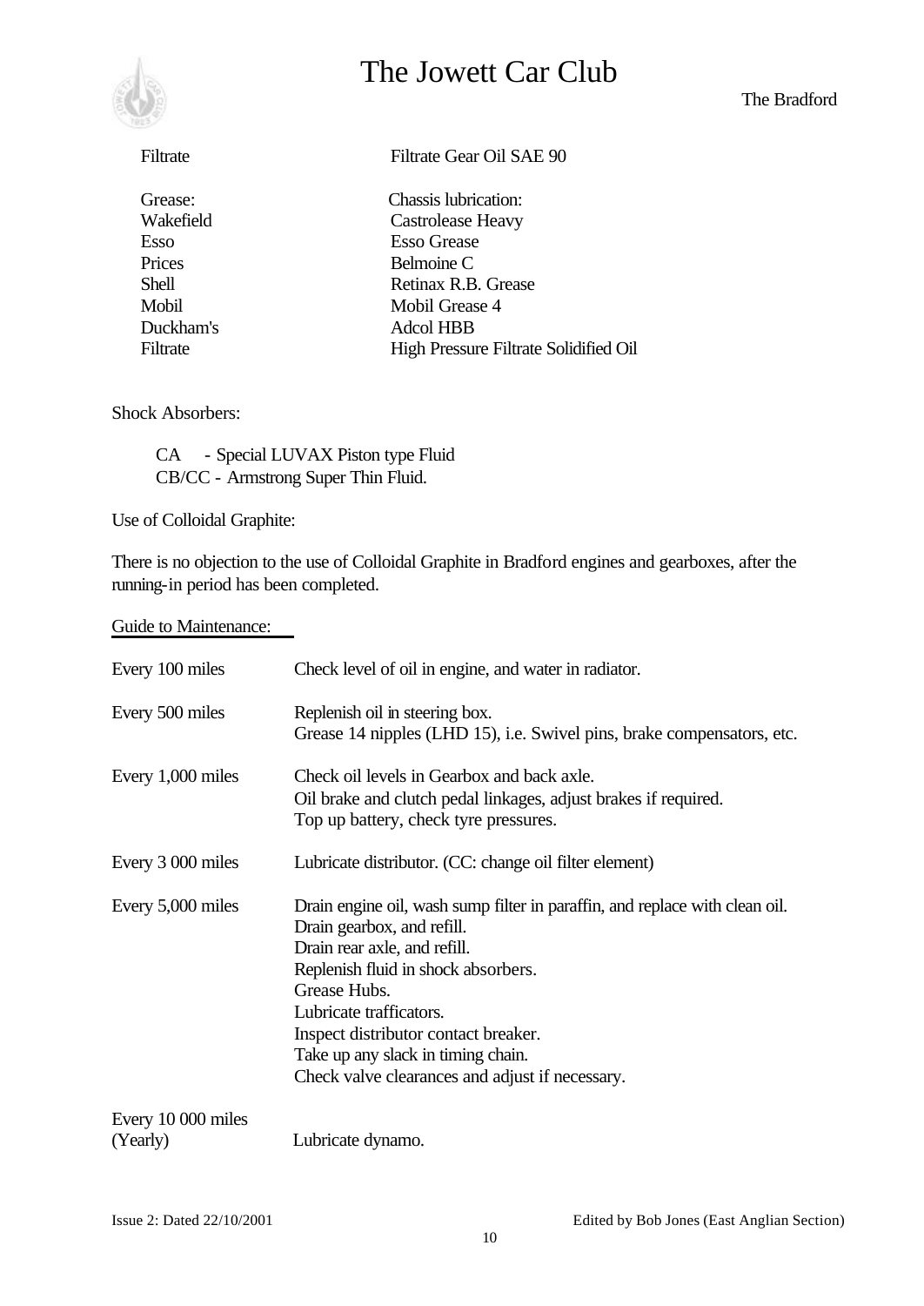| | |
|---|---|
| Filtrate | Filtrate Gear Oil SAE 90 |
| | |
| Grease: | Chassis lubrication: |
| Wakefield | Castrolease Heavy |
| Esso | Esso Grease |
| Prices | Belmoine C |
| Shell | Retinax R.B. Grease |
| Mobil | Mobil Grease 4 |
| Duckham's | Adcol HBB |
| Filtrate | High Pressure Filtrate Solidified Oil |

Shock Absorbers:

CA - Special LUVAX Piston type Fluid
CB/CC - Armstrong Super Thin Fluid.

Use of Colloidal Graphite:

There is no objection to the use of Colloidal Graphite in Bradford engines and gearboxes, after the running-in period has been completed.

Guide to Maintenance:

| | |
|---|---|
| Every 100 miles | Check level of oil in engine, and water in radiator. |
| Every 500 miles | Replenish oil in steering box.<br>Grease 14 nipples (LHD 15), i.e. Swivel pins, brake compensators, etc. |
| Every 1,000 miles | Check oil levels in Gearbox and back axle.<br>Oil brake and clutch pedal linkages, adjust brakes if required.<br>Top up battery, check tyre pressures. |
| Every 3 000 miles | Lubricate distributor. (CC: change oil filter element) |
| Every 5,000 miles | Drain engine oil, wash sump filter in paraffin, and replace with clean oil.<br>Drain gearbox, and refill.<br>Drain rear axle, and refill.<br>Replenish fluid in shock absorbers.<br>Grease Hubs.<br>Lubricate trafficators.<br>Inspect distributor contact breaker.<br>Take up any slack in timing chain.<br>Check valve clearances and adjust if necessary. |
| Every 10 000 miles (Yearly) | Lubricate dynamo. |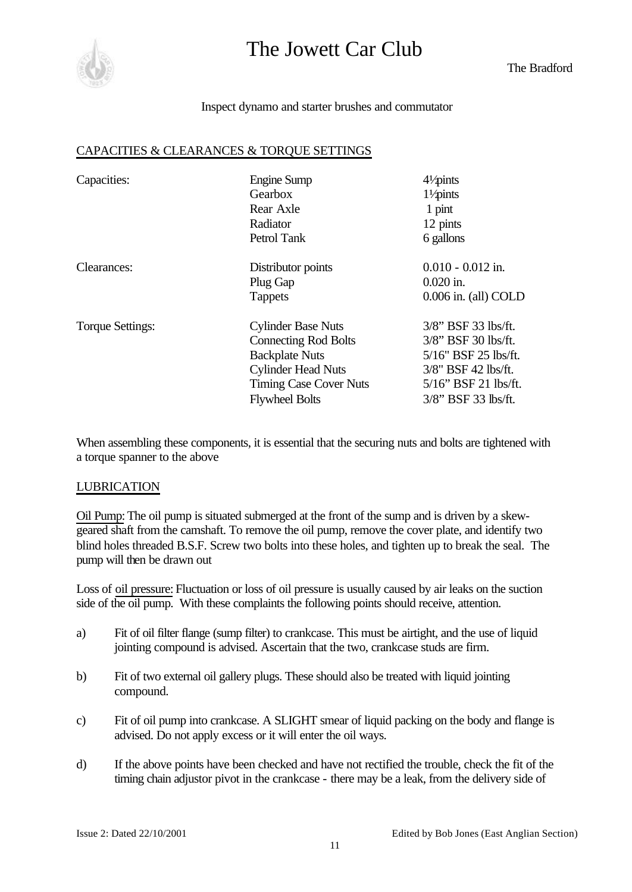Inspect dynamo and starter brushes and commutator

## CAPACITIES & CLEARANCES & TORQUE SETTINGS

| | | |
|---|---|---|
| Capacities: | Engine Sump | 4½ pints |
| | Gearbox | 1½ pints |
| | Rear Axle | 1 pint |
| | Radiator | 12 pints |
| | Petrol Tank | 6 gallons |
| Clearances: | Distributor points | 0.010 - 0.012 in. |
| | Plug Gap | 0.020 in. |
| | Tappets | 0.006 in. (all) COLD |
| Torque Settings: | Cylinder Base Nuts | 3/8" BSF 33 lbs/ft. |
| | Connecting Rod Bolts | 3/8" BSF 30 lbs/ft. |
| | Backplate Nuts | 5/16" BSF 25 lbs/ft. |
| | Cylinder Head Nuts | 3/8" BSF 42 lbs/ft. |
| | Timing Case Cover Nuts | 5/16" BSF 21 lbs/ft. |
| | Flywheel Bolts | 3/8" BSF 33 lbs/ft. |

When assembling these components, it is essential that the securing nuts and bolts are tightened with a torque spanner to the above

## LUBRICATION

Oil Pump: The oil pump is situated submerged at the front of the sump and is driven by a skew-geared shaft from the camshaft. To remove the oil pump, remove the cover plate, and identify two blind holes threaded B.S.F. Screw two bolts into these holes, and tighten up to break the seal. The pump will then be drawn out

Loss of oil pressure: Fluctuation or loss of oil pressure is usually caused by air leaks on the suction side of the oil pump. With these complaints the following points should receive, attention.

a) Fit of oil filter flange (sump filter) to crankcase. This must be airtight, and the use of liquid jointing compound is advised. Ascertain that the two, crankcase studs are firm.

b) Fit of two external oil gallery plugs. These should also be treated with liquid jointing compound.

c) Fit of oil pump into crankcase. A SLIGHT smear of liquid packing on the body and flange is advised. Do not apply excess or it will enter the oil ways.

d) If the above points have been checked and have not rectified the trouble, check the fit of the timing chain adjustor pivot in the crankcase - there may be a leak, from the delivery side of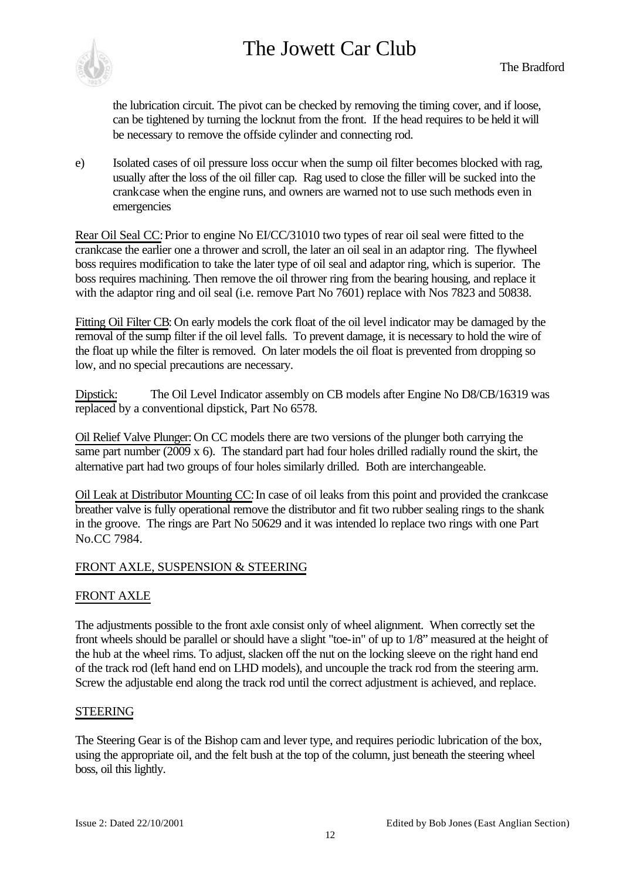the lubrication circuit. The pivot can be checked by removing the timing cover, and if loose, can be tightened by turning the locknut from the front. If the head requires to be held it will be necessary to remove the offside cylinder and connecting rod.

e) Isolated cases of oil pressure loss occur when the sump oil filter becomes blocked with rag, usually after the loss of the oil filler cap. Rag used to close the filler will be sucked into the crankcase when the engine runs, and owners are warned not to use such methods even in emergencies

Rear Oil Seal CC: Prior to engine No EI/CC/31010 two types of rear oil seal were fitted to the crankcase the earlier one a thrower and scroll, the later an oil seal in an adaptor ring. The flywheel boss requires modification to take the later type of oil seal and adaptor ring, which is superior. The boss requires machining. Then remove the oil thrower ring from the bearing housing, and replace it with the adaptor ring and oil seal (i.e. remove Part No 7601) replace with Nos 7823 and 50838.

Fitting Oil Filter CB: On early models the cork float of the oil level indicator may be damaged by the removal of the sump filter if the oil level falls. To prevent damage, it is necessary to hold the wire of the float up while the filter is removed. On later models the oil float is prevented from dropping so low, and no special precautions are necessary.

Dipstick: The Oil Level Indicator assembly on CB models after Engine No D8/CB/16319 was replaced by a conventional dipstick, Part No 6578.

Oil Relief Valve Plunger: On CC models there are two versions of the plunger both carrying the same part number (2009 x 6). The standard part had four holes drilled radially round the skirt, the alternative part had two groups of four holes similarly drilled. Both are interchangeable.

Oil Leak at Distributor Mounting CC: In case of oil leaks from this point and provided the crankcase breather valve is fully operational remove the distributor and fit two rubber sealing rings to the shank in the groove. The rings are Part No 50629 and it was intended lo replace two rings with one Part No.CC 7984.

## FRONT AXLE, SUSPENSION & STEERING

### FRONT AXLE

The adjustments possible to the front axle consist only of wheel alignment. When correctly set the front wheels should be parallel or should have a slight "toe-in" of up to 1/8" measured at the height of the hub at the wheel rims. To adjust, slacken off the nut on the locking sleeve on the right hand end of the track rod (left hand end on LHD models), and uncouple the track rod from the steering arm. Screw the adjustable end along the track rod until the correct adjustment is achieved, and replace.

### STEERING

The Steering Gear is of the Bishop cam and lever type, and requires periodic lubrication of the box, using the appropriate oil, and the felt bush at the top of the column, just beneath the steering wheel boss, oil this lightly.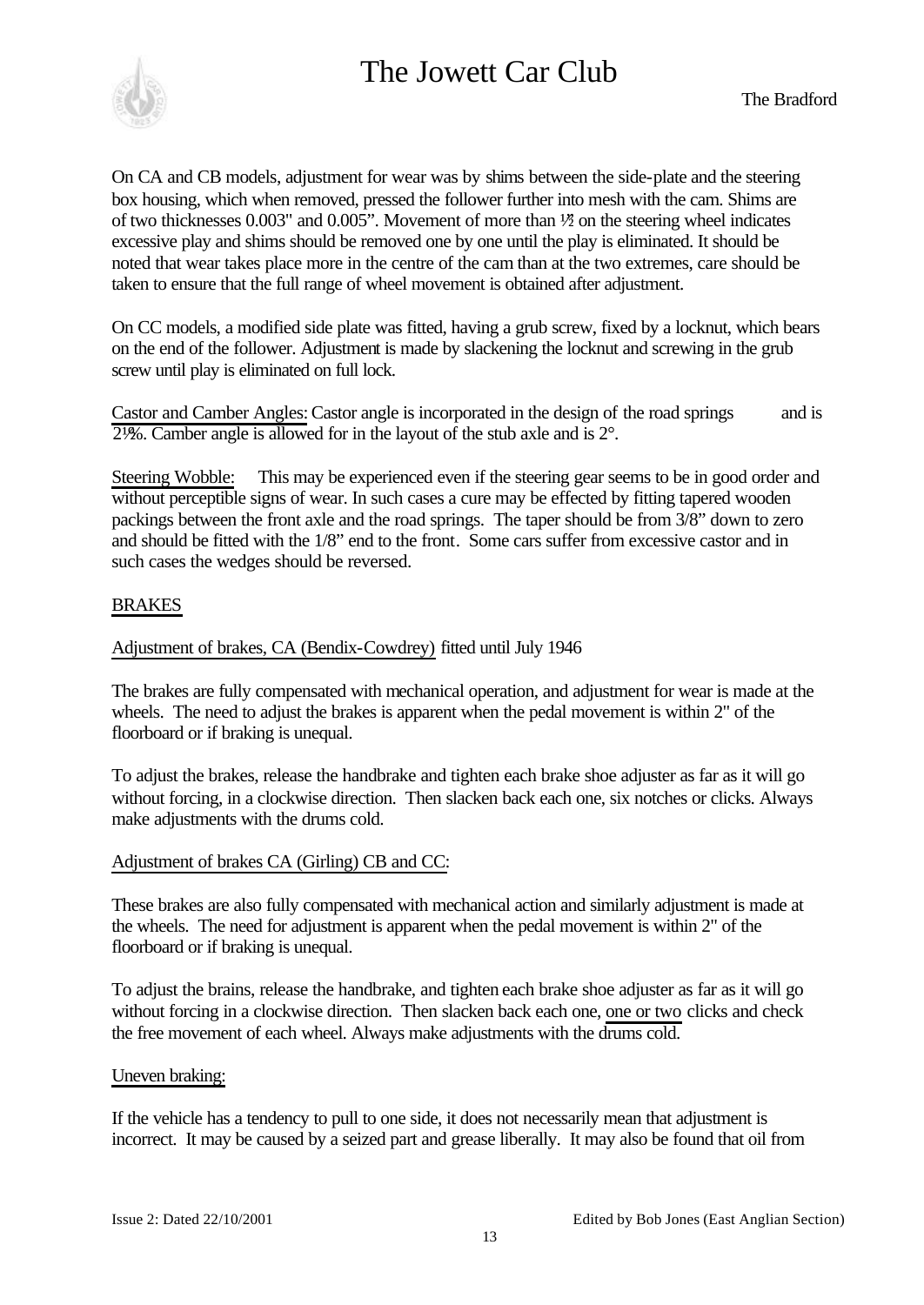On CA and CB models, adjustment for wear was by shims between the side-plate and the steering box housing, which when removed, pressed the follower further into mesh with the cam. Shims are of two thicknesses 0.003" and 0.005". Movement of more than ½" on the steering wheel indicates excessive play and shims should be removed one by one until the play is eliminated. It should be noted that wear takes place more in the centre of the cam than at the two extremes, care should be taken to ensure that the full range of wheel movement is obtained after adjustment.

On CC models, a modified side plate was fitted, having a grub screw, fixed by a locknut, which bears on the end of the follower. Adjustment is made by slackening the locknut and screwing in the grub screw until play is eliminated on full lock.

Castor and Camber Angles: Castor angle is incorporated in the design of the road springs and is 2½%. Camber angle is allowed for in the layout of the stub axle and is 2°.

Steering Wobble: This may be experienced even if the steering gear seems to be in good order and without perceptible signs of wear. In such cases a cure may be effected by fitting tapered wooden packings between the front axle and the road springs. The taper should be from 3/8" down to zero and should be fitted with the 1/8" end to the front. Some cars suffer from excessive castor and in such cases the wedges should be reversed.

## BRAKES

### Adjustment of brakes, CA (Bendix-Cowdrey) fitted until July 1946

The brakes are fully compensated with mechanical operation, and adjustment for wear is made at the wheels. The need to adjust the brakes is apparent when the pedal movement is within 2" of the floorboard or if braking is unequal.

To adjust the brakes, release the handbrake and tighten each brake shoe adjuster as far as it will go without forcing, in a clockwise direction. Then slacken back each one, six notches or clicks. Always make adjustments with the drums cold.

### Adjustment of brakes CA (Girling) CB and CC:

These brakes are also fully compensated with mechanical action and similarly adjustment is made at the wheels. The need for adjustment is apparent when the pedal movement is within 2" of the floorboard or if braking is unequal.

To adjust the brains, release the handbrake, and tighten each brake shoe adjuster as far as it will go without forcing in a clockwise direction. Then slacken back each one, one or two clicks and check the free movement of each wheel. Always make adjustments with the drums cold.

### Uneven braking:

If the vehicle has a tendency to pull to one side, it does not necessarily mean that adjustment is incorrect. It may be caused by a seized part and grease liberally. It may also be found that oil from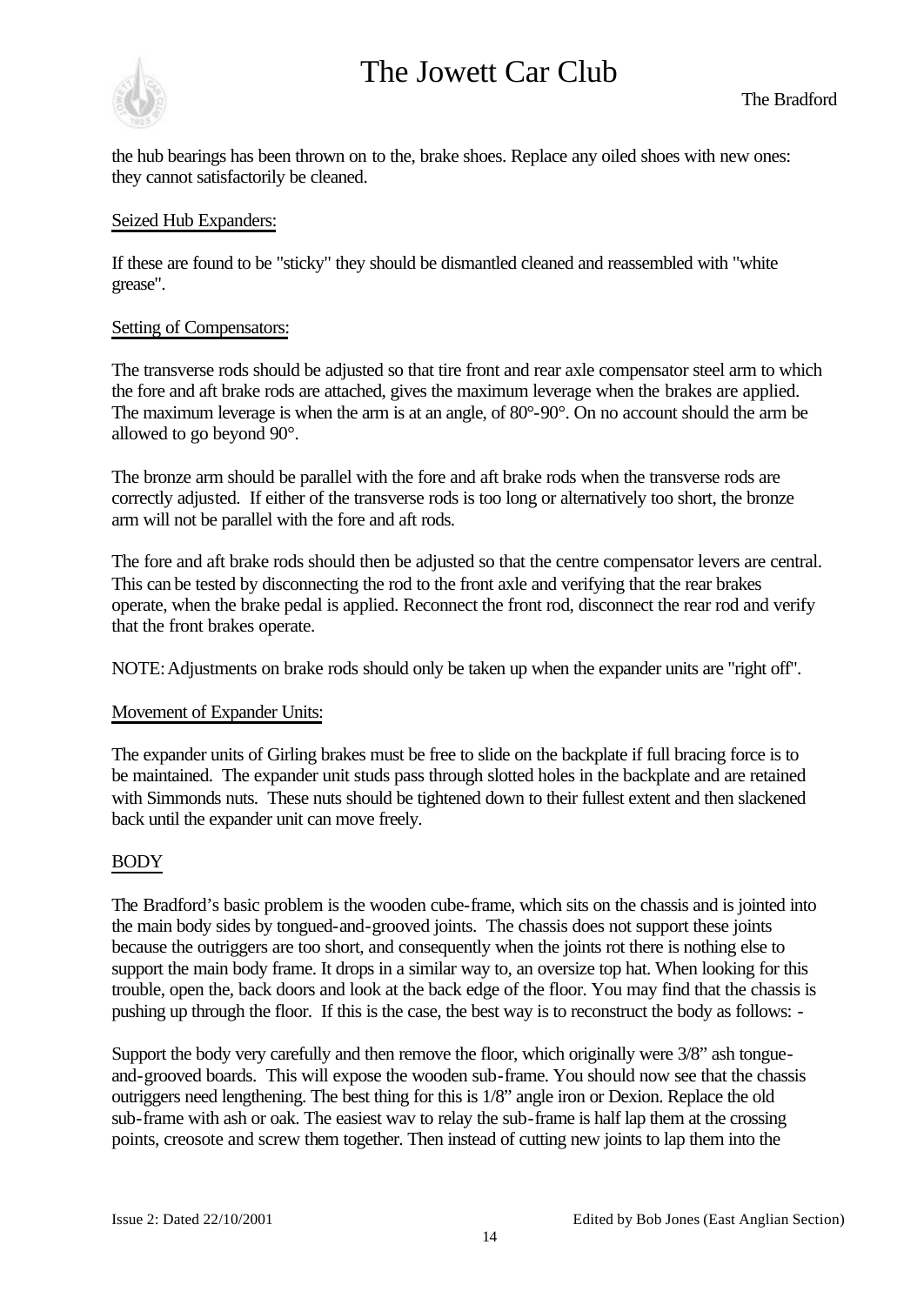the hub bearings has been thrown on to the, brake shoes. Replace any oiled shoes with new ones: they cannot satisfactorily be cleaned.

Seized Hub Expanders:

If these are found to be "sticky" they should be dismantled cleaned and reassembled with "white grease".

Setting of Compensators:

The transverse rods should be adjusted so that tire front and rear axle compensator steel arm to which the fore and aft brake rods are attached, gives the maximum leverage when the brakes are applied. The maximum leverage is when the arm is at an angle, of 80°-90°. On no account should the arm be allowed to go beyond 90°.

The bronze arm should be parallel with the fore and aft brake rods when the transverse rods are correctly adjusted. If either of the transverse rods is too long or alternatively too short, the bronze arm will not be parallel with the fore and aft rods.

The fore and aft brake rods should then be adjusted so that the centre compensator levers are central. This can be tested by disconnecting the rod to the front axle and verifying that the rear brakes operate, when the brake pedal is applied. Reconnect the front rod, disconnect the rear rod and verify that the front brakes operate.

NOTE: Adjustments on brake rods should only be taken up when the expander units are "right off".

Movement of Expander Units:

The expander units of Girling brakes must be free to slide on the backplate if full bracing force is to be maintained. The expander unit studs pass through slotted holes in the backplate and are retained with Simmonds nuts. These nuts should be tightened down to their fullest extent and then slackened back until the expander unit can move freely.

## BODY

The Bradford's basic problem is the wooden cube-frame, which sits on the chassis and is jointed into the main body sides by tongued-and-grooved joints. The chassis does not support these joints because the outriggers are too short, and consequently when the joints rot there is nothing else to support the main body frame. It drops in a similar way to, an oversize top hat. When looking for this trouble, open the, back doors and look at the back edge of the floor. You may find that the chassis is pushing up through the floor. If this is the case, the best way is to reconstruct the body as follows: -

Support the body very carefully and then remove the floor, which originally were 3/8" ash tongue-and-grooved boards. This will expose the wooden sub-frame. You should now see that the chassis outriggers need lengthening. The best thing for this is 1/8" angle iron or Dexion. Replace the old sub-frame with ash or oak. The easiest wav to relay the sub-frame is half lap them at the crossing points, creosote and screw them together. Then instead of cutting new joints to lap them into the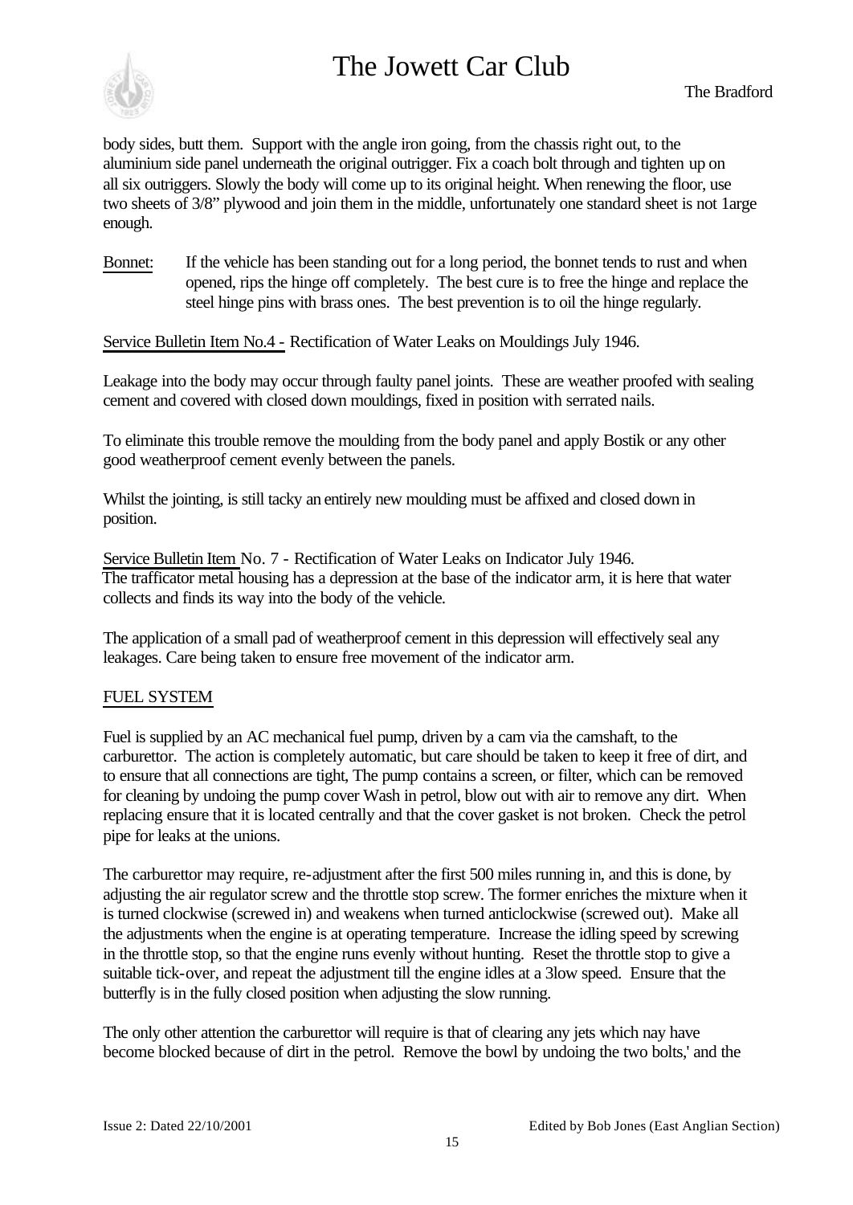body sides, butt them. Support with the angle iron going, from the chassis right out, to the aluminium side panel underneath the original outrigger. Fix a coach bolt through and tighten up on all six outriggers. Slowly the body will come up to its original height. When renewing the floor, use two sheets of 3/8" plywood and join them in the middle, unfortunately one standard sheet is not 1arge enough.

Bonnet: If the vehicle has been standing out for a long period, the bonnet tends to rust and when opened, rips the hinge off completely. The best cure is to free the hinge and replace the steel hinge pins with brass ones. The best prevention is to oil the hinge regularly.

Service Bulletin Item No.4 - Rectification of Water Leaks on Mouldings July 1946.

Leakage into the body may occur through faulty panel joints. These are weather proofed with sealing cement and covered with closed down mouldings, fixed in position with serrated nails.

To eliminate this trouble remove the moulding from the body panel and apply Bostik or any other good weatherproof cement evenly between the panels.

Whilst the jointing, is still tacky an entirely new moulding must be affixed and closed down in position.

Service Bulletin Item No. 7 - Rectification of Water Leaks on Indicator July 1946.
The trafficator metal housing has a depression at the base of the indicator arm, it is here that water collects and finds its way into the body of the vehicle.

The application of a small pad of weatherproof cement in this depression will effectively seal any leakages. Care being taken to ensure free movement of the indicator arm.

## FUEL SYSTEM

Fuel is supplied by an AC mechanical fuel pump, driven by a cam via the camshaft, to the carburettor. The action is completely automatic, but care should be taken to keep it free of dirt, and to ensure that all connections are tight, The pump contains a screen, or filter, which can be removed for cleaning by undoing the pump cover Wash in petrol, blow out with air to remove any dirt. When replacing ensure that it is located centrally and that the cover gasket is not broken. Check the petrol pipe for leaks at the unions.

The carburettor may require, re-adjustment after the first 500 miles running in, and this is done, by adjusting the air regulator screw and the throttle stop screw. The former enriches the mixture when it is turned clockwise (screwed in) and weakens when turned anticlockwise (screwed out). Make all the adjustments when the engine is at operating temperature. Increase the idling speed by screwing in the throttle stop, so that the engine runs evenly without hunting. Reset the throttle stop to give a suitable tick-over, and repeat the adjustment till the engine idles at a 3low speed. Ensure that the butterfly is in the fully closed position when adjusting the slow running.

The only other attention the carburettor will require is that of clearing any jets which nay have become blocked because of dirt in the petrol. Remove the bowl by undoing the two bolts,' and the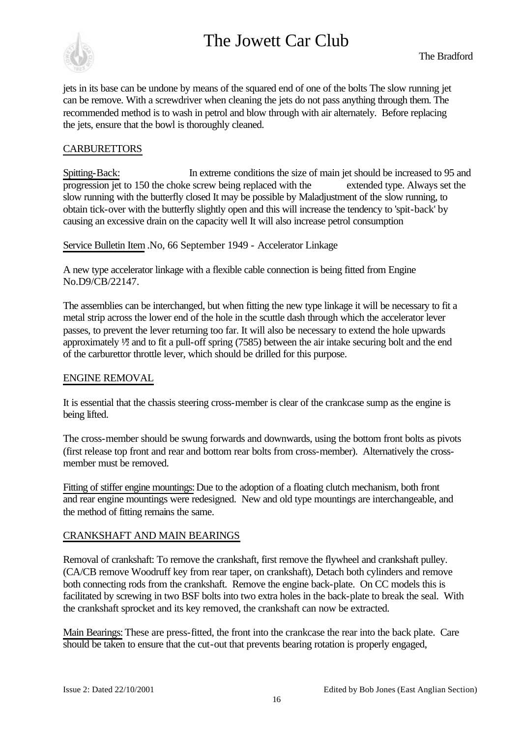jets in its base can be undone by means of the squared end of one of the bolts The slow running jet can be remove. With a screwdriver when cleaning the jets do not pass anything through them. The recommended method is to wash in petrol and blow through with air alternately. Before replacing the jets, ensure that the bowl is thoroughly cleaned.

## CARBURETTORS

Spitting-Back: In extreme conditions the size of main jet should be increased to 95 and progression jet to 150 the choke screw being replaced with the extended type. Always set the slow running with the butterfly closed It may be possible by Maladjustment of the slow running, to obtain tick-over with the butterfly slightly open and this will increase the tendency to 'spit-back' by causing an excessive drain on the capacity well It will also increase petrol consumption

Service Bulletin Item .No, 66 September 1949 - Accelerator Linkage

A new type accelerator linkage with a flexible cable connection is being fitted from Engine No.D9/CB/22147.

The assemblies can be interchanged, but when fitting the new type linkage it will be necessary to fit a metal strip across the lower end of the hole in the scuttle dash through which the accelerator lever passes, to prevent the lever returning too far. It will also be necessary to extend the hole upwards approximately ½ and to fit a pull-off spring (7585) between the air intake securing bolt and the end of the carburettor throttle lever, which should be drilled for this purpose.

## ENGINE REMOVAL

It is essential that the chassis steering cross-member is clear of the crankcase sump as the engine is being lifted.

The cross-member should be swung forwards and downwards, using the bottom front bolts as pivots (first release top front and rear and bottom rear bolts from cross-member). Alternatively the cross-member must be removed.

Fitting of stiffer engine mountings: Due to the adoption of a floating clutch mechanism, both front and rear engine mountings were redesigned. New and old type mountings are interchangeable, and the method of fitting remains the same.

## CRANKSHAFT AND MAIN BEARINGS

Removal of crankshaft: To remove the crankshaft, first remove the flywheel and crankshaft pulley. (CA/CB remove Woodruff key from rear taper, on crankshaft), Detach both cylinders and remove both connecting rods from the crankshaft. Remove the engine back-plate. On CC models this is facilitated by screwing in two BSF bolts into two extra holes in the back-plate to break the seal. With the crankshaft sprocket and its key removed, the crankshaft can now be extracted.

Main Bearings: These are press-fitted, the front into the crankcase the rear into the back plate. Care should be taken to ensure that the cut-out that prevents bearing rotation is properly engaged,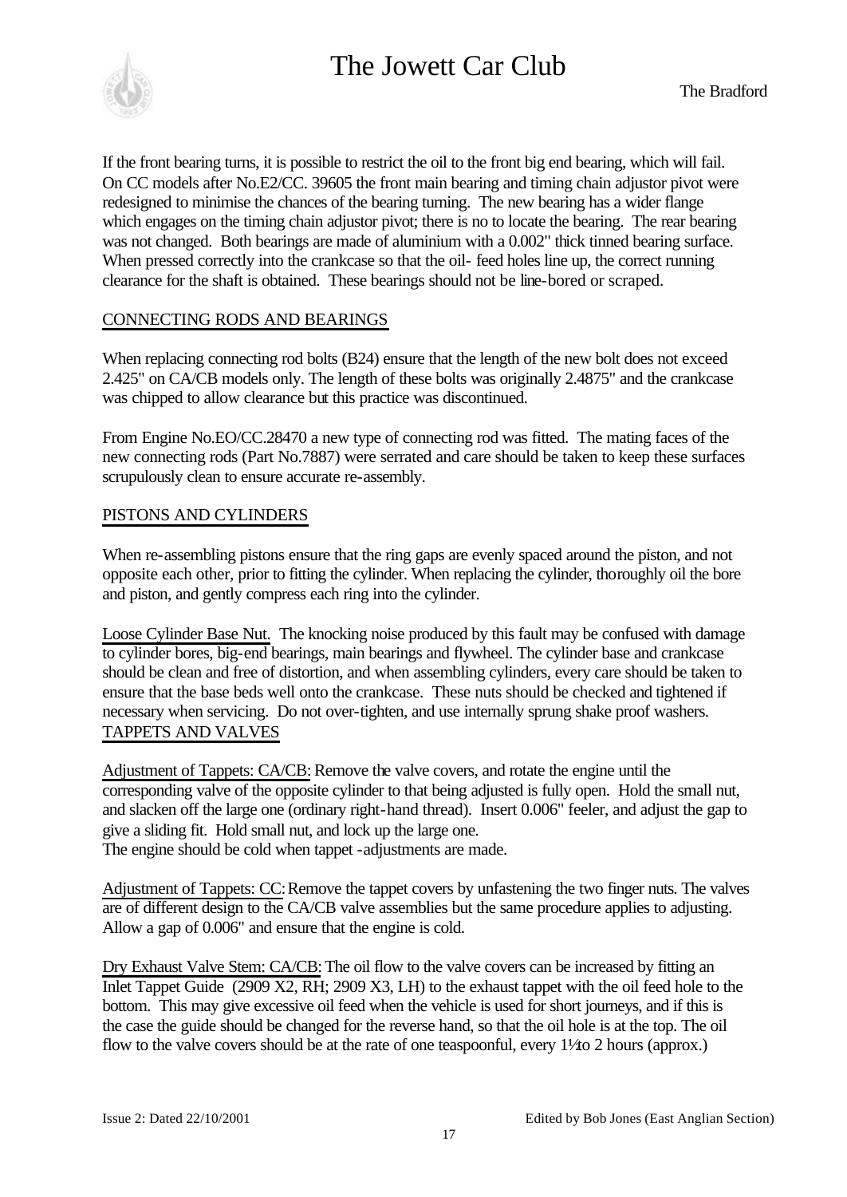If the front bearing turns, it is possible to restrict the oil to the front big end bearing, which will fail. On CC models after No.E2/CC. 39605 the front main bearing and timing chain adjustor pivot were redesigned to minimise the chances of the bearing turning. The new bearing has a wider flange which engages on the timing chain adjustor pivot; there is no to locate the bearing. The rear bearing was not changed. Both bearings are made of aluminium with a 0.002" thick tinned bearing surface. When pressed correctly into the crankcase so that the oil- feed holes line up, the correct running clearance for the shaft is obtained. These bearings should not be line-bored or scraped.

## CONNECTING RODS AND BEARINGS

When replacing connecting rod bolts (B24) ensure that the length of the new bolt does not exceed 2.425" on CA/CB models only. The length of these bolts was originally 2.4875" and the crankcase was chipped to allow clearance but this practice was discontinued.

From Engine No.EO/CC.28470 a new type of connecting rod was fitted. The mating faces of the new connecting rods (Part No.7887) were serrated and care should be taken to keep these surfaces scrupulously clean to ensure accurate re-assembly.

## PISTONS AND CYLINDERS

When re-assembling pistons ensure that the ring gaps are evenly spaced around the piston, and not opposite each other, prior to fitting the cylinder. When replacing the cylinder, thoroughly oil the bore and piston, and gently compress each ring into the cylinder.

Loose Cylinder Base Nut. The knocking noise produced by this fault may be confused with damage to cylinder bores, big-end bearings, main bearings and flywheel. The cylinder base and crankcase should be clean and free of distortion, and when assembling cylinders, every care should be taken to ensure that the base beds well onto the crankcase. These nuts should be checked and tightened if necessary when servicing. Do not over-tighten, and use internally sprung shake proof washers.

## TAPPETS AND VALVES

Adjustment of Tappets: CA/CB: Remove the valve covers, and rotate the engine until the corresponding valve of the opposite cylinder to that being adjusted is fully open. Hold the small nut, and slacken off the large one (ordinary right-hand thread). Insert 0.006" feeler, and adjust the gap to give a sliding fit. Hold small nut, and lock up the large one.
The engine should be cold when tappet -adjustments are made.

Adjustment of Tappets: CC: Remove the tappet covers by unfastening the two finger nuts. The valves are of different design to the CA/CB valve assemblies but the same procedure applies to adjusting. Allow a gap of 0.006" and ensure that the engine is cold.

Dry Exhaust Valve Stem: CA/CB: The oil flow to the valve covers can be increased by fitting an Inlet Tappet Guide (2909 X2, RH; 2909 X3, LH) to the exhaust tappet with the oil feed hole to the bottom. This may give excessive oil feed when the vehicle is used for short journeys, and if this is the case the guide should be changed for the reverse hand, so that the oil hole is at the top. The oil flow to the valve covers should be at the rate of one teaspoonful, every 1½ to 2 hours (approx.)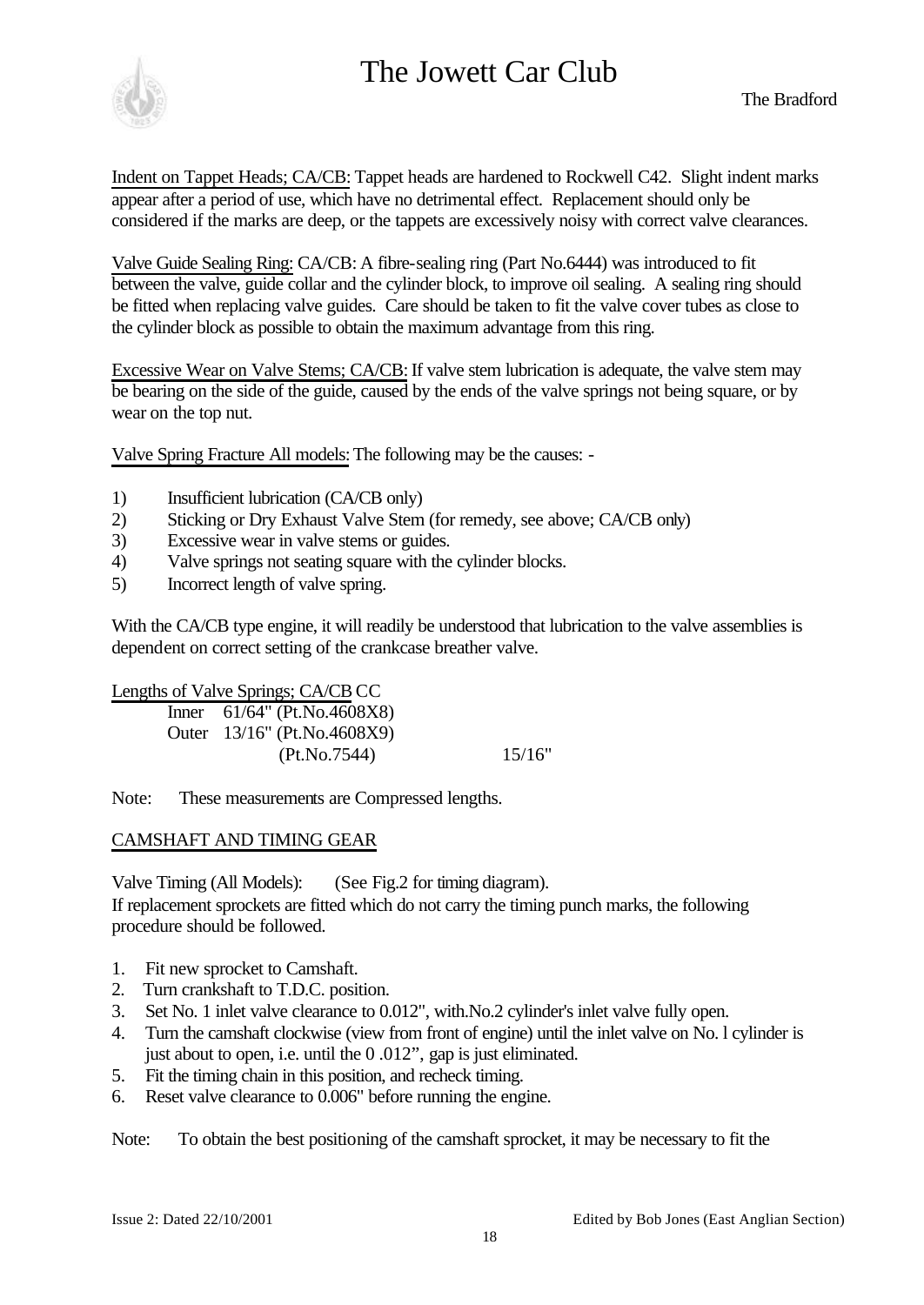Indent on Tappet Heads; CA/CB: Tappet heads are hardened to Rockwell C42. Slight indent marks appear after a period of use, which have no detrimental effect. Replacement should only be considered if the marks are deep, or the tappets are excessively noisy with correct valve clearances.

Valve Guide Sealing Ring: CA/CB: A fibre-sealing ring (Part No.6444) was introduced to fit between the valve, guide collar and the cylinder block, to improve oil sealing. A sealing ring should be fitted when replacing valve guides. Care should be taken to fit the valve cover tubes as close to the cylinder block as possible to obtain the maximum advantage from this ring.

Excessive Wear on Valve Stems; CA/CB: If valve stem lubrication is adequate, the valve stem may be bearing on the side of the guide, caused by the ends of the valve springs not being square, or by wear on the top nut.

Valve Spring Fracture All models: The following may be the causes: -

1) Insufficient lubrication (CA/CB only)
2) Sticking or Dry Exhaust Valve Stem (for remedy, see above; CA/CB only)
3) Excessive wear in valve stems or guides.
4) Valve springs not seating square with the cylinder blocks.
5) Incorrect length of valve spring.

With the CA/CB type engine, it will readily be understood that lubrication to the valve assemblies is dependent on correct setting of the crankcase breather valve.

Lengths of Valve Springs; CA/CB CC

| | | |
|---|---|---|
| Inner | 61/64" (Pt.No.4608X8) | |
| Outer | 13/16" (Pt.No.4608X9) | |
| | (Pt.No.7544) | 15/16" |

Note: These measurements are Compressed lengths.

## CAMSHAFT AND TIMING GEAR

Valve Timing (All Models): (See Fig.2 for timing diagram).

If replacement sprockets are fitted which do not carry the timing punch marks, the following procedure should be followed.

1. Fit new sprocket to Camshaft.
2. Turn crankshaft to T.D.C. position.
3. Set No. 1 inlet valve clearance to 0.012", with.No.2 cylinder's inlet valve fully open.
4. Turn the camshaft clockwise (view from front of engine) until the inlet valve on No. l cylinder is just about to open, i.e. until the 0 .012", gap is just eliminated.
5. Fit the timing chain in this position, and recheck timing.
6. Reset valve clearance to 0.006" before running the engine.

Note: To obtain the best positioning of the camshaft sprocket, it may be necessary to fit the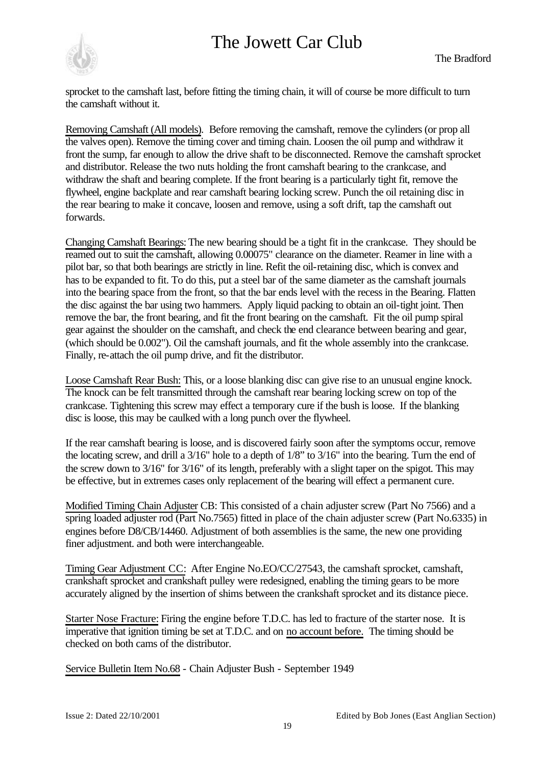sprocket to the camshaft last, before fitting the timing chain, it will of course be more difficult to turn the camshaft without it.

Removing Camshaft (All models). Before removing the camshaft, remove the cylinders (or prop all the valves open). Remove the timing cover and timing chain. Loosen the oil pump and withdraw it front the sump, far enough to allow the drive shaft to be disconnected. Remove the camshaft sprocket and distributor. Release the two nuts holding the front camshaft bearing to the crankcase, and withdraw the shaft and bearing complete. If the front bearing is a particularly tight fit, remove the flywheel, engine backplate and rear camshaft bearing locking screw. Punch the oil retaining disc in the rear bearing to make it concave, loosen and remove, using a soft drift, tap the camshaft out forwards.

Changing Camshaft Bearings: The new bearing should be a tight fit in the crankcase. They should be reamed out to suit the camshaft, allowing 0.00075" clearance on the diameter. Reamer in line with a pilot bar, so that both bearings are strictly in line. Refit the oil-retaining disc, which is convex and has to be expanded to fit. To do this, put a steel bar of the same diameter as the camshaft journals into the bearing space from the front, so that the bar ends level with the recess in the Bearing. Flatten the disc against the bar using two hammers. Apply liquid packing to obtain an oil-tight joint. Then remove the bar, the front bearing, and fit the front bearing on the camshaft. Fit the oil pump spiral gear against the shoulder on the camshaft, and check the end clearance between bearing and gear, (which should be 0.002"). Oil the camshaft journals, and fit the whole assembly into the crankcase. Finally, re-attach the oil pump drive, and fit the distributor.

Loose Camshaft Rear Bush: This, or a loose blanking disc can give rise to an unusual engine knock. The knock can be felt transmitted through the camshaft rear bearing locking screw on top of the crankcase. Tightening this screw may effect a temporary cure if the bush is loose. If the blanking disc is loose, this may be caulked with a long punch over the flywheel.

If the rear camshaft bearing is loose, and is discovered fairly soon after the symptoms occur, remove the locating screw, and drill a 3/16" hole to a depth of 1/8" to 3/16" into the bearing. Turn the end of the screw down to 3/16" for 3/16" of its length, preferably with a slight taper on the spigot. This may be effective, but in extremes cases only replacement of the bearing will effect a permanent cure.

Modified Timing Chain Adjuster CB: This consisted of a chain adjuster screw (Part No 7566) and a spring loaded adjuster rod (Part No.7565) fitted in place of the chain adjuster screw (Part No.6335) in engines before D8/CB/14460. Adjustment of both assemblies is the same, the new one providing finer adjustment. and both were interchangeable.

Timing Gear Adjustment CC: After Engine No.EO/CC/27543, the camshaft sprocket, camshaft, crankshaft sprocket and crankshaft pulley were redesigned, enabling the timing gears to be more accurately aligned by the insertion of shims between the crankshaft sprocket and its distance piece.

Starter Nose Fracture: Firing the engine before T.D.C. has led to fracture of the starter nose. It is imperative that ignition timing be set at T.D.C. and on no account before. The timing should be checked on both cams of the distributor.

Service Bulletin Item No.68 - Chain Adjuster Bush - September 1949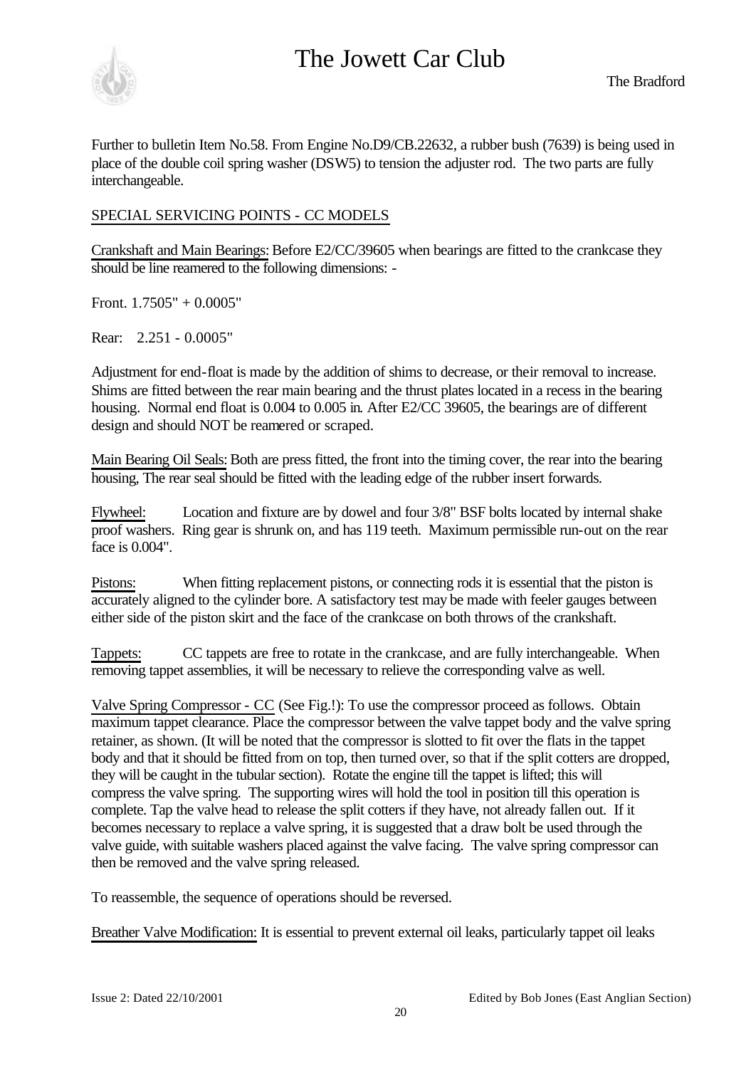Further to bulletin Item No.58. From Engine No.D9/CB.22632, a rubber bush (7639) is being used in place of the double coil spring washer (DSW5) to tension the adjuster rod. The two parts are fully interchangeable.

## SPECIAL SERVICING POINTS - CC MODELS

Crankshaft and Main Bearings: Before E2/CC/39605 when bearings are fitted to the crankcase they should be line reamered to the following dimensions: -

Front. 1.7505" + 0.0005"

Rear: 2.251 - 0.0005"

Adjustment for end-float is made by the addition of shims to decrease, or their removal to increase. Shims are fitted between the rear main bearing and the thrust plates located in a recess in the bearing housing. Normal end float is 0.004 to 0.005 in. After E2/CC 39605, the bearings are of different design and should NOT be reamered or scraped.

Main Bearing Oil Seals: Both are press fitted, the front into the timing cover, the rear into the bearing housing, The rear seal should be fitted with the leading edge of the rubber insert forwards.

Flywheel: Location and fixture are by dowel and four 3/8" BSF bolts located by internal shake proof washers. Ring gear is shrunk on, and has 119 teeth. Maximum permissible run-out on the rear face is 0.004".

Pistons: When fitting replacement pistons, or connecting rods it is essential that the piston is accurately aligned to the cylinder bore. A satisfactory test may be made with feeler gauges between either side of the piston skirt and the face of the crankcase on both throws of the crankshaft.

Tappets: CC tappets are free to rotate in the crankcase, and are fully interchangeable. When removing tappet assemblies, it will be necessary to relieve the corresponding valve as well.

Valve Spring Compressor - CC (See Fig.!): To use the compressor proceed as follows. Obtain maximum tappet clearance. Place the compressor between the valve tappet body and the valve spring retainer, as shown. (It will be noted that the compressor is slotted to fit over the flats in the tappet body and that it should be fitted from on top, then turned over, so that if the split cotters are dropped, they will be caught in the tubular section). Rotate the engine till the tappet is lifted; this will compress the valve spring. The supporting wires will hold the tool in position till this operation is complete. Tap the valve head to release the split cotters if they have, not already fallen out. If it becomes necessary to replace a valve spring, it is suggested that a draw bolt be used through the valve guide, with suitable washers placed against the valve facing. The valve spring compressor can then be removed and the valve spring released.

To reassemble, the sequence of operations should be reversed.

Breather Valve Modification: It is essential to prevent external oil leaks, particularly tappet oil leaks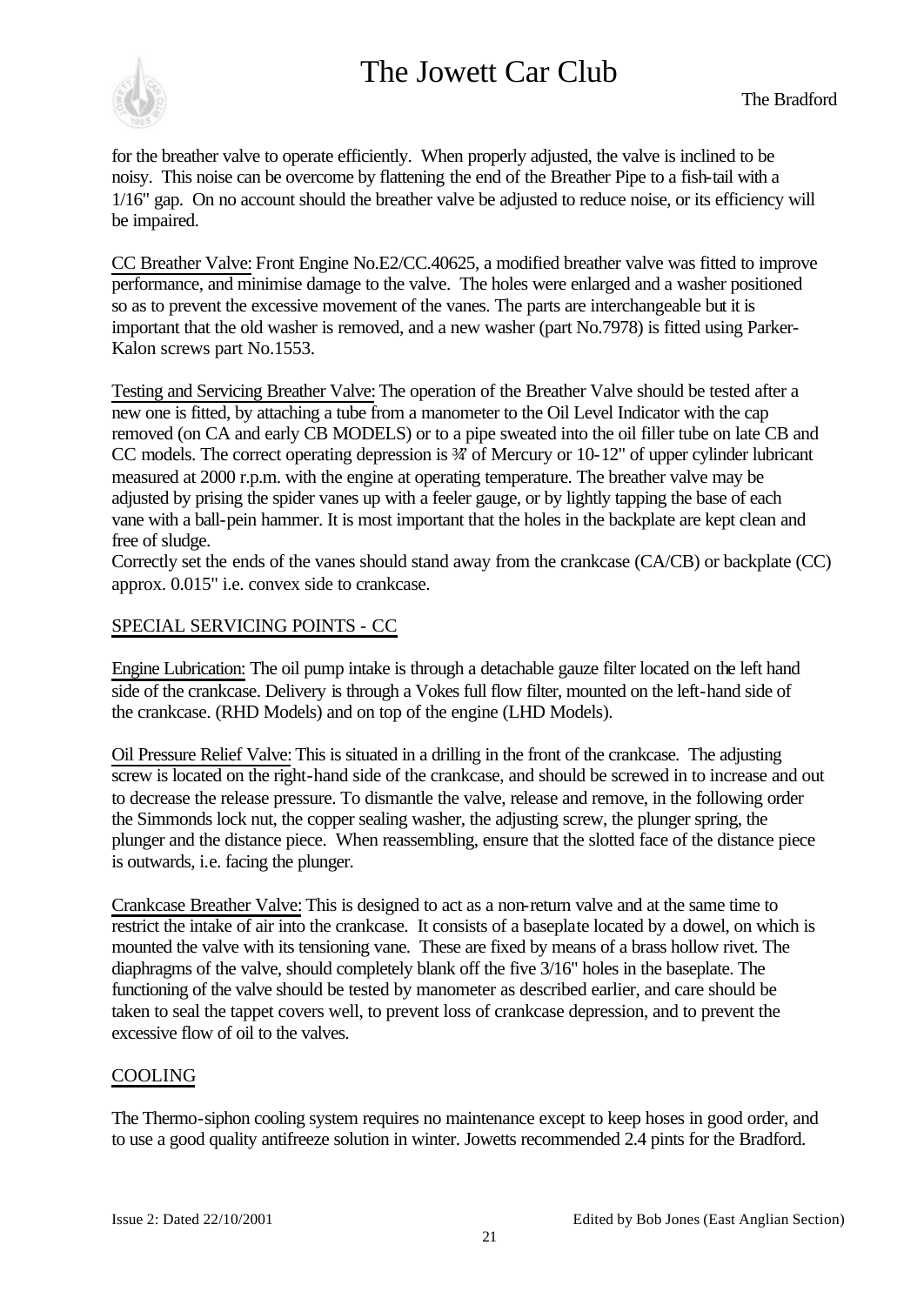for the breather valve to operate efficiently. When properly adjusted, the valve is inclined to be noisy. This noise can be overcome by flattening the end of the Breather Pipe to a fish-tail with a 1/16" gap. On no account should the breather valve be adjusted to reduce noise, or its efficiency will be impaired.

<u>CC Breather Valve:</u> Front Engine No.E2/CC.40625, a modified breather valve was fitted to improve performance, and minimise damage to the valve. The holes were enlarged and a washer positioned so as to prevent the excessive movement of the vanes. The parts are interchangeable but it is important that the old washer is removed, and a new washer (part No.7978) is fitted using Parker-Kalon screws part No.1553.

<u>Testing and Servicing Breather Valve:</u> The operation of the Breather Valve should be tested after a new one is fitted, by attaching a tube from a manometer to the Oil Level Indicator with the cap removed (on CA and early CB MODELS) or to a pipe sweated into the oil filler tube on late CB and CC models. The correct operating depression is ¾" of Mercury or 10-12" of upper cylinder lubricant measured at 2000 r.p.m. with the engine at operating temperature. The breather valve may be adjusted by prising the spider vanes up with a feeler gauge, or by lightly tapping the base of each vane with a ball-pein hammer. It is most important that the holes in the backplate are kept clean and free of sludge.
Correctly set the ends of the vanes should stand away from the crankcase (CA/CB) or backplate (CC) approx. 0.015" i.e. convex side to crankcase.

## <u>SPECIAL SERVICING POINTS - CC</u>

<u>Engine Lubrication:</u> The oil pump intake is through a detachable gauze filter located on the left hand side of the crankcase. Delivery is through a Vokes full flow filter, mounted on the left-hand side of the crankcase. (RHD Models) and on top of the engine (LHD Models).

<u>Oil Pressure Relief Valve:</u> This is situated in a drilling in the front of the crankcase. The adjusting screw is located on the right-hand side of the crankcase, and should be screwed in to increase and out to decrease the release pressure. To dismantle the valve, release and remove, in the following order the Simmonds lock nut, the copper sealing washer, the adjusting screw, the plunger spring, the plunger and the distance piece. When reassembling, ensure that the slotted face of the distance piece is outwards, i.e. facing the plunger.

<u>Crankcase Breather Valve:</u> This is designed to act as a non-return valve and at the same time to restrict the intake of air into the crankcase. It consists of a baseplate located by a dowel, on which is mounted the valve with its tensioning vane. These are fixed by means of a brass hollow rivet. The diaphragms of the valve, should completely blank off the five 3/16" holes in the baseplate. The functioning of the valve should be tested by manometer as described earlier, and care should be taken to seal the tappet covers well, to prevent loss of crankcase depression, and to prevent the excessive flow of oil to the valves.

## <u>COOLING</u>

The Thermo-siphon cooling system requires no maintenance except to keep hoses in good order, and to use a good quality antifreeze solution in winter. Jowetts recommended 2.4 pints for the Bradford.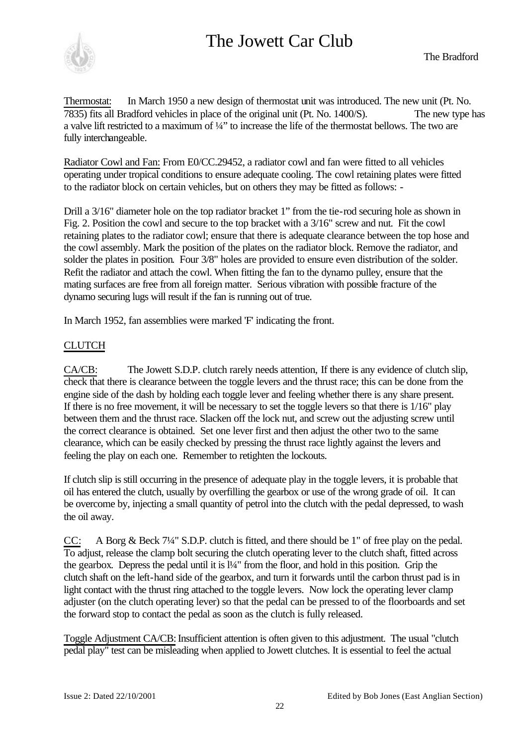Thermostat: In March 1950 a new design of thermostat unit was introduced. The new unit (Pt. No. 7835) fits all Bradford vehicles in place of the original unit (Pt. No. 1400/S). The new type has a valve lift restricted to a maximum of ¼" to increase the life of the thermostat bellows. The two are fully interchangeable.

Radiator Cowl and Fan: From E0/CC.29452, a radiator cowl and fan were fitted to all vehicles operating under tropical conditions to ensure adequate cooling. The cowl retaining plates were fitted to the radiator block on certain vehicles, but on others they may be fitted as follows: -

Drill a 3/16" diameter hole on the top radiator bracket 1" from the tie-rod securing hole as shown in Fig. 2. Position the cowl and secure to the top bracket with a 3/16" screw and nut. Fit the cowl retaining plates to the radiator cowl; ensure that there is adequate clearance between the top hose and the cowl assembly. Mark the position of the plates on the radiator block. Remove the radiator, and solder the plates in position. Four 3/8" holes are provided to ensure even distribution of the solder. Refit the radiator and attach the cowl. When fitting the fan to the dynamo pulley, ensure that the mating surfaces are free from all foreign matter. Serious vibration with possible fracture of the dynamo securing lugs will result if the fan is running out of true.

In March 1952, fan assemblies were marked 'F' indicating the front.

## CLUTCH

CA/CB: The Jowett S.D.P. clutch rarely needs attention, If there is any evidence of clutch slip, check that there is clearance between the toggle levers and the thrust race; this can be done from the engine side of the dash by holding each toggle lever and feeling whether there is any share present. If there is no free movement, it will be necessary to set the toggle levers so that there is 1/16" play between them and the thrust race. Slacken off the lock nut, and screw out the adjusting screw until the correct clearance is obtained. Set one lever first and then adjust the other two to the same clearance, which can be easily checked by pressing the thrust race lightly against the levers and feeling the play on each one. Remember to retighten the lockouts.

If clutch slip is still occurring in the presence of adequate play in the toggle levers, it is probable that oil has entered the clutch, usually by overfilling the gearbox or use of the wrong grade of oil. It can be overcome by, injecting a small quantity of petrol into the clutch with the pedal depressed, to wash the oil away.

CC: A Borg & Beck 7¼" S.D.P. clutch is fitted, and there should be 1" of free play on the pedal. To adjust, release the clamp bolt securing the clutch operating lever to the clutch shaft, fitted across the gearbox. Depress the pedal until it is l¼" from the floor, and hold in this position. Grip the clutch shaft on the left-hand side of the gearbox, and turn it forwards until the carbon thrust pad is in light contact with the thrust ring attached to the toggle levers. Now lock the operating lever clamp adjuster (on the clutch operating lever) so that the pedal can be pressed to of the floorboards and set the forward stop to contact the pedal as soon as the clutch is fully released.

Toggle Adjustment CA/CB: Insufficient attention is often given to this adjustment. The usual "clutch pedal play" test can be misleading when applied to Jowett clutches. It is essential to feel the actual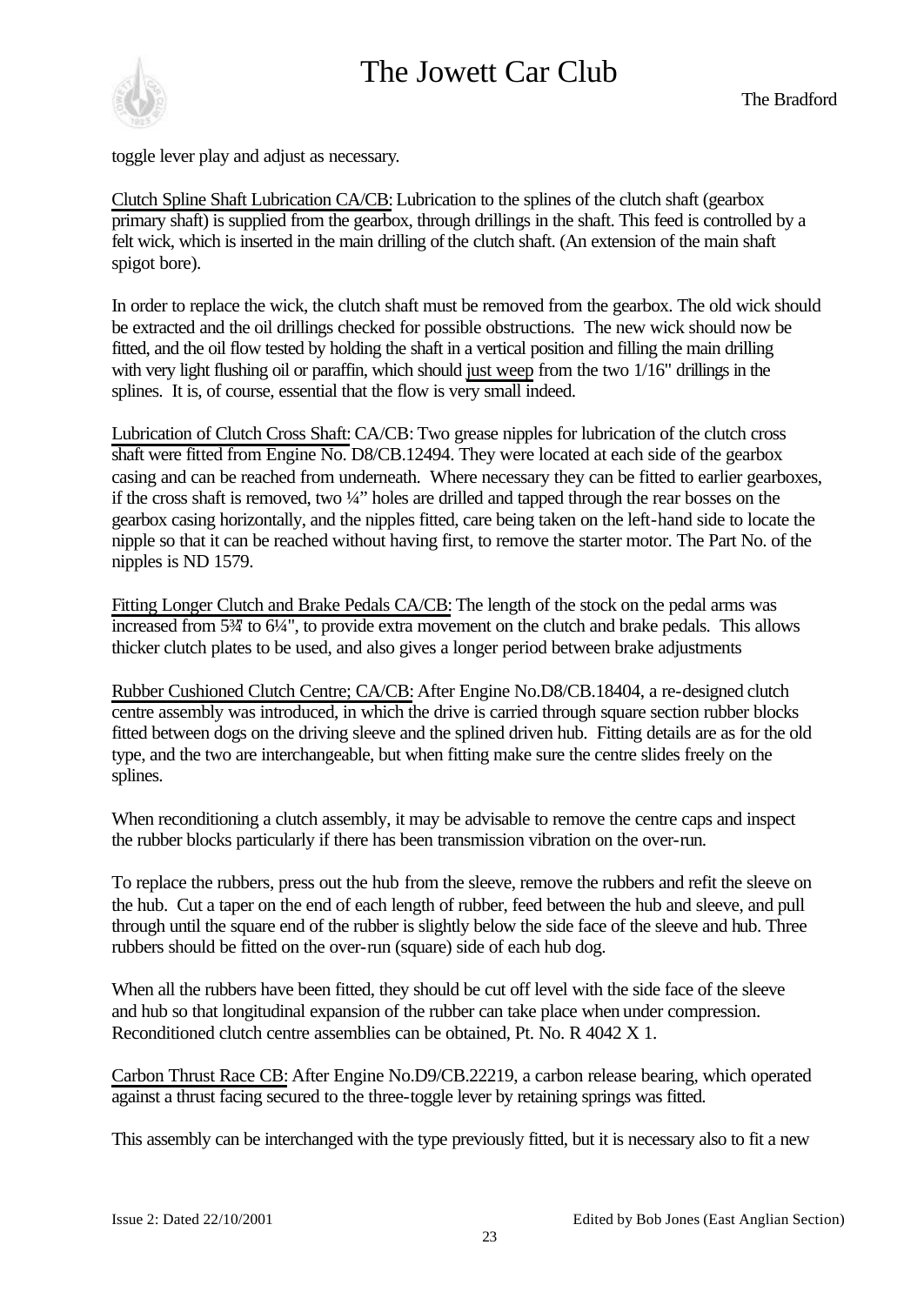toggle lever play and adjust as necessary.

Clutch Spline Shaft Lubrication CA/CB: Lubrication to the splines of the clutch shaft (gearbox primary shaft) is supplied from the gearbox, through drillings in the shaft. This feed is controlled by a felt wick, which is inserted in the main drilling of the clutch shaft. (An extension of the main shaft spigot bore).

In order to replace the wick, the clutch shaft must be removed from the gearbox. The old wick should be extracted and the oil drillings checked for possible obstructions. The new wick should now be fitted, and the oil flow tested by holding the shaft in a vertical position and filling the main drilling with very light flushing oil or paraffin, which should just weep from the two 1/16" drillings in the splines. It is, of course, essential that the flow is very small indeed.

Lubrication of Clutch Cross Shaft: CA/CB: Two grease nipples for lubrication of the clutch cross shaft were fitted from Engine No. D8/CB.12494. They were located at each side of the gearbox casing and can be reached from underneath. Where necessary they can be fitted to earlier gearboxes, if the cross shaft is removed, two ¼" holes are drilled and tapped through the rear bosses on the gearbox casing horizontally, and the nipples fitted, care being taken on the left-hand side to locate the nipple so that it can be reached without having first, to remove the starter motor. The Part No. of the nipples is ND 1579.

Fitting Longer Clutch and Brake Pedals CA/CB: The length of the stock on the pedal arms was increased from 5¾" to 6¼", to provide extra movement on the clutch and brake pedals. This allows thicker clutch plates to be used, and also gives a longer period between brake adjustments

Rubber Cushioned Clutch Centre; CA/CB: After Engine No.D8/CB.18404, a re-designed clutch centre assembly was introduced, in which the drive is carried through square section rubber blocks fitted between dogs on the driving sleeve and the splined driven hub. Fitting details are as for the old type, and the two are interchangeable, but when fitting make sure the centre slides freely on the splines.

When reconditioning a clutch assembly, it may be advisable to remove the centre caps and inspect the rubber blocks particularly if there has been transmission vibration on the over-run.

To replace the rubbers, press out the hub from the sleeve, remove the rubbers and refit the sleeve on the hub. Cut a taper on the end of each length of rubber, feed between the hub and sleeve, and pull through until the square end of the rubber is slightly below the side face of the sleeve and hub. Three rubbers should be fitted on the over-run (square) side of each hub dog.

When all the rubbers have been fitted, they should be cut off level with the side face of the sleeve and hub so that longitudinal expansion of the rubber can take place when under compression. Reconditioned clutch centre assemblies can be obtained, Pt. No. R 4042 X 1.

Carbon Thrust Race CB: After Engine No.D9/CB.22219, a carbon release bearing, which operated against a thrust facing secured to the three-toggle lever by retaining springs was fitted.

This assembly can be interchanged with the type previously fitted, but it is necessary also to fit a new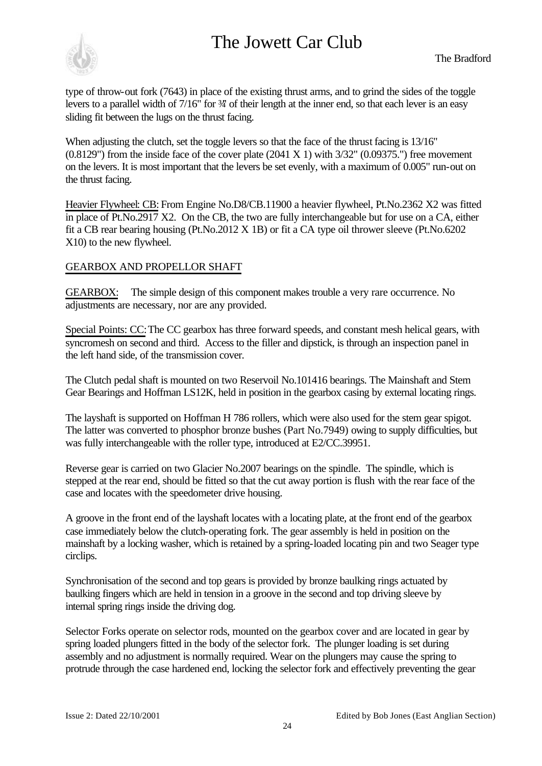type of throw-out fork (7643) in place of the existing thrust arms, and to grind the sides of the toggle levers to a parallel width of 7/16" for ¾" of their length at the inner end, so that each lever is an easy sliding fit between the lugs on the thrust facing.

When adjusting the clutch, set the toggle levers so that the face of the thrust facing is 13/16" (0.8129") from the inside face of the cover plate (2041 X 1) with 3/32" (0.09375.") free movement on the levers. It is most important that the levers be set evenly, with a maximum of 0.005" run-out on the thrust facing.

<u>Heavier Flywheel: CB</u>: From Engine No.D8/CB.11900 a heavier flywheel, Pt.No.2362 X2 was fitted in place of Pt.No.2917 X2. On the CB, the two are fully interchangeable but for use on a CA, either fit a CB rear bearing housing (Pt.No.2012 X 1B) or fit a CA type oil thrower sleeve (Pt.No.6202 X10) to the new flywheel.

## GEARBOX AND PROPELLOR SHAFT

<u>GEARBOX:</u> The simple design of this component makes trouble a very rare occurrence. No adjustments are necessary, nor are any provided.

<u>Special Points: CC</u>: The CC gearbox has three forward speeds, and constant mesh helical gears, with syncromesh on second and third. Access to the filler and dipstick, is through an inspection panel in the left hand side, of the transmission cover.

The Clutch pedal shaft is mounted on two Reservoil No.101416 bearings. The Mainshaft and Stem Gear Bearings and Hoffman LS12K, held in position in the gearbox casing by external locating rings.

The layshaft is supported on Hoffman H 786 rollers, which were also used for the stem gear spigot. The latter was converted to phosphor bronze bushes (Part No.7949) owing to supply difficulties, but was fully interchangeable with the roller type, introduced at E2/CC.39951.

Reverse gear is carried on two Glacier No.2007 bearings on the spindle. The spindle, which is stepped at the rear end, should be fitted so that the cut away portion is flush with the rear face of the case and locates with the speedometer drive housing.

A groove in the front end of the layshaft locates with a locating plate, at the front end of the gearbox case immediately below the clutch-operating fork. The gear assembly is held in position on the mainshaft by a locking washer, which is retained by a spring-loaded locating pin and two Seager type circlips.

Synchronisation of the second and top gears is provided by bronze baulking rings actuated by baulking fingers which are held in tension in a groove in the second and top driving sleeve by internal spring rings inside the driving dog.

Selector Forks operate on selector rods, mounted on the gearbox cover and are located in gear by spring loaded plungers fitted in the body of the selector fork. The plunger loading is set during assembly and no adjustment is normally required. Wear on the plungers may cause the spring to protrude through the case hardened end, locking the selector fork and effectively preventing the gear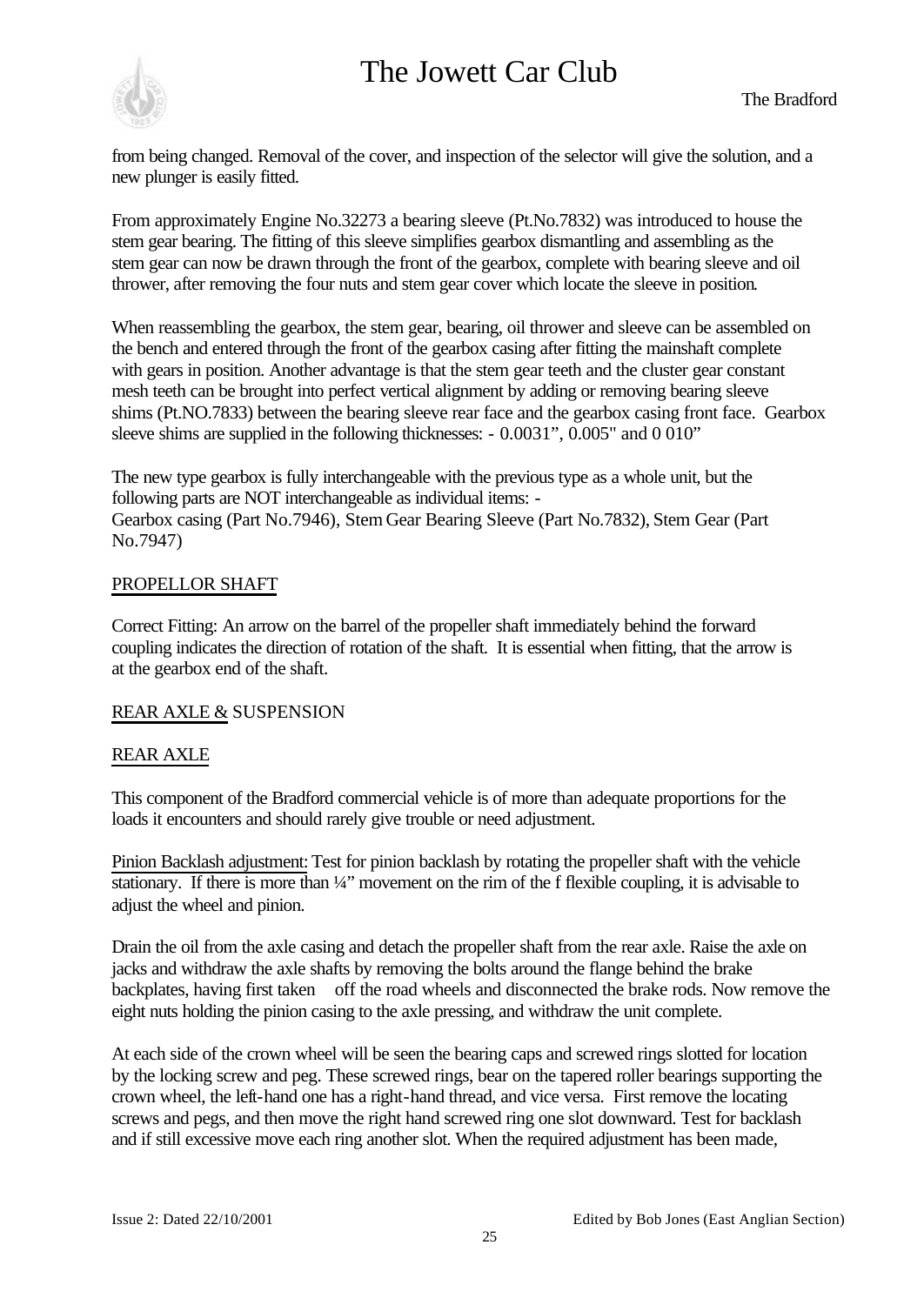from being changed. Removal of the cover, and inspection of the selector will give the solution, and a new plunger is easily fitted.

From approximately Engine No.32273 a bearing sleeve (Pt.No.7832) was introduced to house the stem gear bearing. The fitting of this sleeve simplifies gearbox dismantling and assembling as the stem gear can now be drawn through the front of the gearbox, complete with bearing sleeve and oil thrower, after removing the four nuts and stem gear cover which locate the sleeve in position.

When reassembling the gearbox, the stem gear, bearing, oil thrower and sleeve can be assembled on the bench and entered through the front of the gearbox casing after fitting the mainshaft complete with gears in position. Another advantage is that the stem gear teeth and the cluster gear constant mesh teeth can be brought into perfect vertical alignment by adding or removing bearing sleeve shims (Pt.NO.7833) between the bearing sleeve rear face and the gearbox casing front face. Gearbox sleeve shims are supplied in the following thicknesses: - 0.0031", 0.005" and 0 010"

The new type gearbox is fully interchangeable with the previous type as a whole unit, but the following parts are NOT interchangeable as individual items: -
Gearbox casing (Part No.7946), Stem Gear Bearing Sleeve (Part No.7832), Stem Gear (Part No.7947)

## PROPELLOR SHAFT

Correct Fitting: An arrow on the barrel of the propeller shaft immediately behind the forward coupling indicates the direction of rotation of the shaft. It is essential when fitting, that the arrow is at the gearbox end of the shaft.

## REAR AXLE & SUSPENSION

### REAR AXLE

This component of the Bradford commercial vehicle is of more than adequate proportions for the loads it encounters and should rarely give trouble or need adjustment.

Pinion Backlash adjustment: Test for pinion backlash by rotating the propeller shaft with the vehicle stationary. If there is more than ¼" movement on the rim of the f flexible coupling, it is advisable to adjust the wheel and pinion.

Drain the oil from the axle casing and detach the propeller shaft from the rear axle. Raise the axle on jacks and withdraw the axle shafts by removing the bolts around the flange behind the brake backplates, having first taken off the road wheels and disconnected the brake rods. Now remove the eight nuts holding the pinion casing to the axle pressing, and withdraw the unit complete.

At each side of the crown wheel will be seen the bearing caps and screwed rings slotted for location by the locking screw and peg. These screwed rings, bear on the tapered roller bearings supporting the crown wheel, the left-hand one has a right-hand thread, and vice versa. First remove the locating screws and pegs, and then move the right hand screwed ring one slot downward. Test for backlash and if still excessive move each ring another slot. When the required adjustment has been made,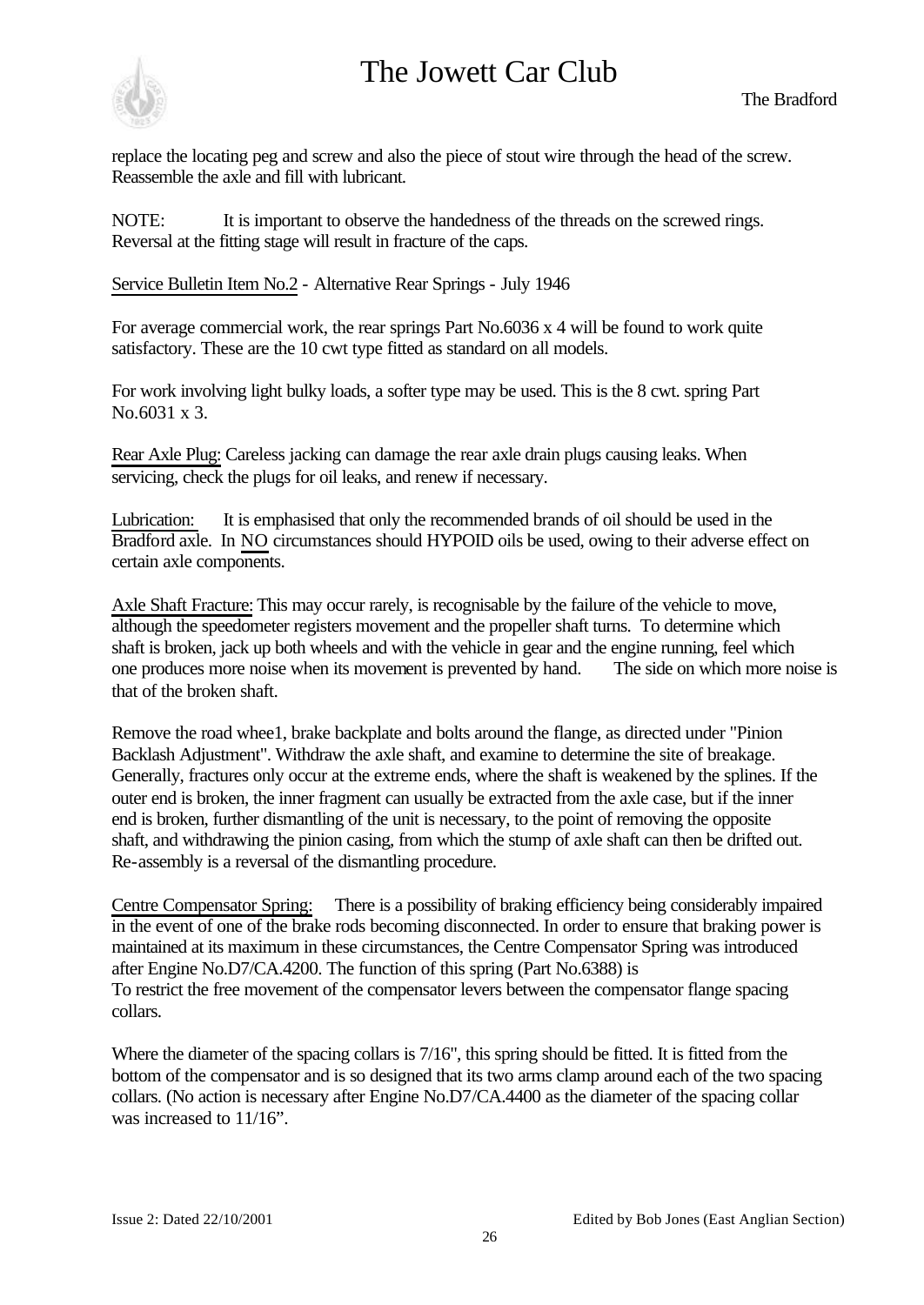replace the locating peg and screw and also the piece of stout wire through the head of the screw. Reassemble the axle and fill with lubricant.

NOTE: It is important to observe the handedness of the threads on the screwed rings. Reversal at the fitting stage will result in fracture of the caps.

Service Bulletin Item No.2 - Alternative Rear Springs - July 1946

For average commercial work, the rear springs Part No.6036 x 4 will be found to work quite satisfactory. These are the 10 cwt type fitted as standard on all models.

For work involving light bulky loads, a softer type may be used. This is the 8 cwt. spring Part No.6031 x 3.

Rear Axle Plug: Careless jacking can damage the rear axle drain plugs causing leaks. When servicing, check the plugs for oil leaks, and renew if necessary.

Lubrication: It is emphasised that only the recommended brands of oil should be used in the Bradford axle. In NO circumstances should HYPOID oils be used, owing to their adverse effect on certain axle components.

Axle Shaft Fracture: This may occur rarely, is recognisable by the failure of the vehicle to move, although the speedometer registers movement and the propeller shaft turns. To determine which shaft is broken, jack up both wheels and with the vehicle in gear and the engine running, feel which one produces more noise when its movement is prevented by hand. The side on which more noise is that of the broken shaft.

Remove the road whee1, brake backplate and bolts around the flange, as directed under "Pinion Backlash Adjustment". Withdraw the axle shaft, and examine to determine the site of breakage. Generally, fractures only occur at the extreme ends, where the shaft is weakened by the splines. If the outer end is broken, the inner fragment can usually be extracted from the axle case, but if the inner end is broken, further dismantling of the unit is necessary, to the point of removing the opposite shaft, and withdrawing the pinion casing, from which the stump of axle shaft can then be drifted out. Re-assembly is a reversal of the dismantling procedure.

Centre Compensator Spring: There is a possibility of braking efficiency being considerably impaired in the event of one of the brake rods becoming disconnected. In order to ensure that braking power is maintained at its maximum in these circumstances, the Centre Compensator Spring was introduced after Engine No.D7/CA.4200. The function of this spring (Part No.6388) is
To restrict the free movement of the compensator levers between the compensator flange spacing collars.

Where the diameter of the spacing collars is 7/16", this spring should be fitted. It is fitted from the bottom of the compensator and is so designed that its two arms clamp around each of the two spacing collars. (No action is necessary after Engine No.D7/CA.4400 as the diameter of the spacing collar was increased to 11/16".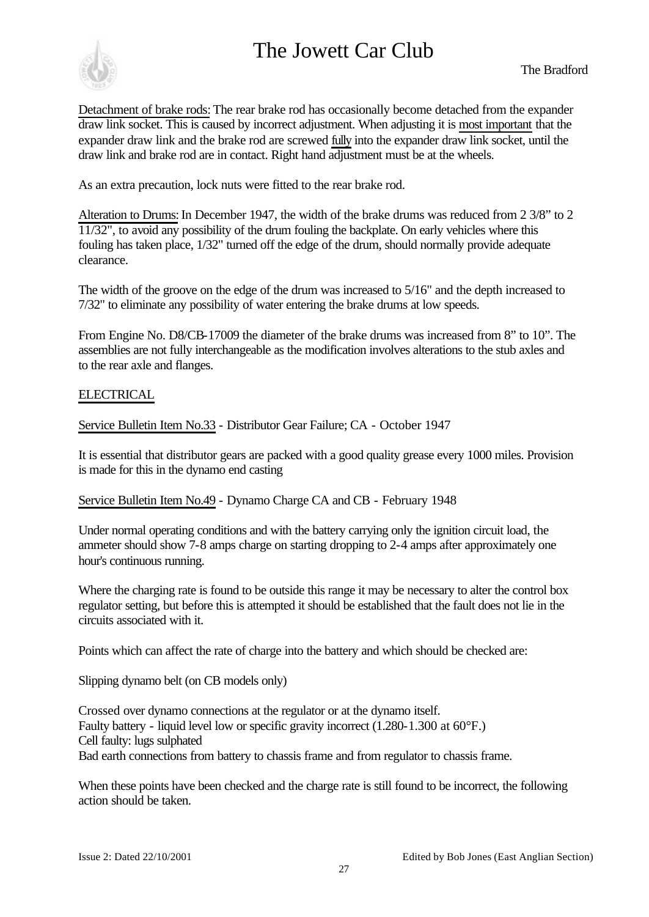Detachment of brake rods: The rear brake rod has occasionally become detached from the expander draw link socket. This is caused by incorrect adjustment. When adjusting it is most important that the expander draw link and the brake rod are screwed fully into the expander draw link socket, until the draw link and brake rod are in contact. Right hand adjustment must be at the wheels.

As an extra precaution, lock nuts were fitted to the rear brake rod.

Alteration to Drums: In December 1947, the width of the brake drums was reduced from 2 3/8” to 2 11/32", to avoid any possibility of the drum fouling the backplate. On early vehicles where this fouling has taken place, 1/32" turned off the edge of the drum, should normally provide adequate clearance.

The width of the groove on the edge of the drum was increased to 5/16" and the depth increased to 7/32" to eliminate any possibility of water entering the brake drums at low speeds.

From Engine No. D8/CB-17009 the diameter of the brake drums was increased from 8” to 10”. The assemblies are not fully interchangeable as the modification involves alterations to the stub axles and to the rear axle and flanges.

## ELECTRICAL

Service Bulletin Item No.33 - Distributor Gear Failure; CA - October 1947

It is essential that distributor gears are packed with a good quality grease every 1000 miles. Provision is made for this in the dynamo end casting

Service Bulletin Item No.49 - Dynamo Charge CA and CB - February 1948

Under normal operating conditions and with the battery carrying only the ignition circuit load, the ammeter should show 7-8 amps charge on starting dropping to 2-4 amps after approximately one hour's continuous running.

Where the charging rate is found to be outside this range it may be necessary to alter the control box regulator setting, but before this is attempted it should be established that the fault does not lie in the circuits associated with it.

Points which can affect the rate of charge into the battery and which should be checked are:

Slipping dynamo belt (on CB models only)

Crossed over dynamo connections at the regulator or at the dynamo itself.
Faulty battery - liquid level low or specific gravity incorrect (1.280-1.300 at 60°F.)
Cell faulty: lugs sulphated
Bad earth connections from battery to chassis frame and from regulator to chassis frame.

When these points have been checked and the charge rate is still found to be incorrect, the following action should be taken.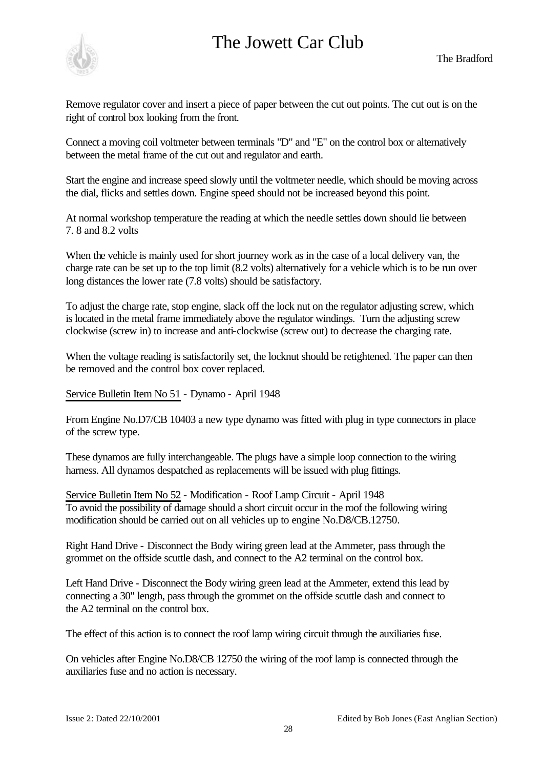Remove regulator cover and insert a piece of paper between the cut out points. The cut out is on the right of control box looking from the front.

Connect a moving coil voltmeter between terminals "D" and "E" on the control box or alternatively between the metal frame of the cut out and regulator and earth.

Start the engine and increase speed slowly until the voltmeter needle, which should be moving across the dial, flicks and settles down. Engine speed should not be increased beyond this point.

At normal workshop temperature the reading at which the needle settles down should lie between 7. 8 and 8.2 volts

When the vehicle is mainly used for short journey work as in the case of a local delivery van, the charge rate can be set up to the top limit (8.2 volts) alternatively for a vehicle which is to be run over long distances the lower rate (7.8 volts) should be satisfactory.

To adjust the charge rate, stop engine, slack off the lock nut on the regulator adjusting screw, which is located in the metal frame immediately above the regulator windings. Turn the adjusting screw clockwise (screw in) to increase and anti-clockwise (screw out) to decrease the charging rate.

When the voltage reading is satisfactorily set, the locknut should be retightened. The paper can then be removed and the control box cover replaced.

<u>Service Bulletin Item No 51</u> - Dynamo - April 1948

From Engine No.D7/CB 10403 a new type dynamo was fitted with plug in type connectors in place of the screw type.

These dynamos are fully interchangeable. The plugs have a simple loop connection to the wiring harness. All dynamos despatched as replacements will be issued with plug fittings.

<u>Service Bulletin Item No 52</u> - Modification - Roof Lamp Circuit - April 1948
To avoid the possibility of damage should a short circuit occur in the roof the following wiring modification should be carried out on all vehicles up to engine No.D8/CB.12750.

Right Hand Drive - Disconnect the Body wiring green lead at the Ammeter, pass through the grommet on the offside scuttle dash, and connect to the A2 terminal on the control box.

Left Hand Drive - Disconnect the Body wiring green lead at the Ammeter, extend this lead by connecting a 30" length, pass through the grommet on the offside scuttle dash and connect to the A2 terminal on the control box.

The effect of this action is to connect the roof lamp wiring circuit through the auxiliaries fuse.

On vehicles after Engine No.D8/CB 12750 the wiring of the roof lamp is connected through the auxiliaries fuse and no action is necessary.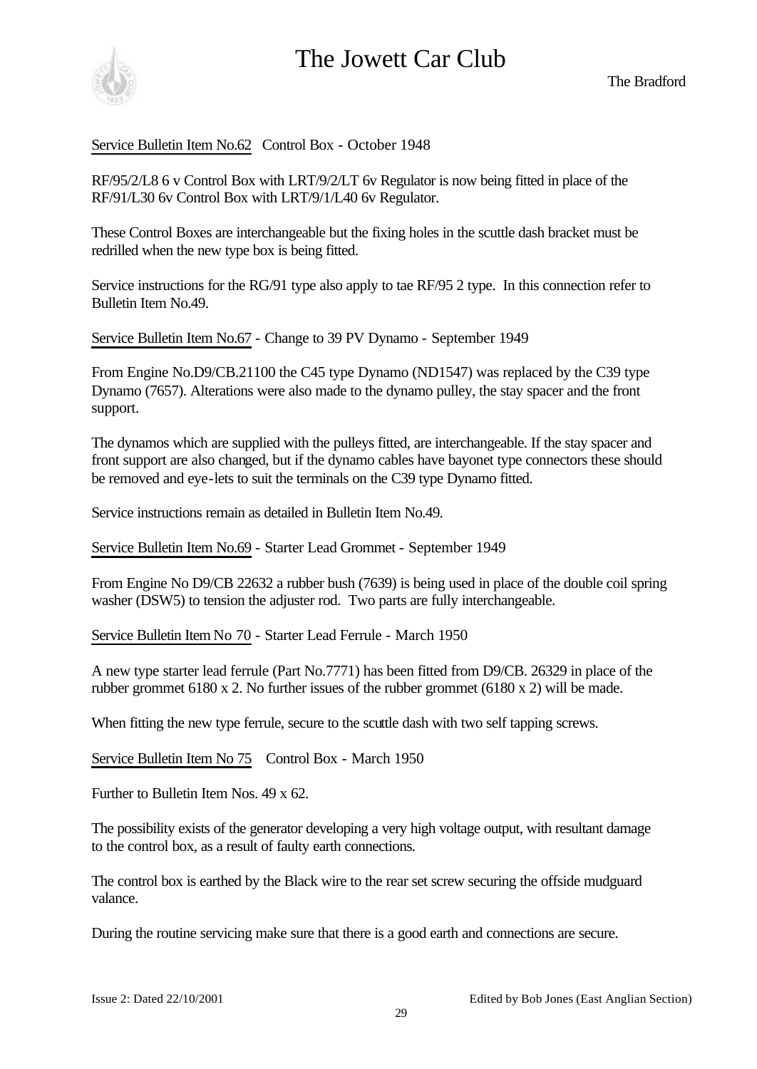Service Bulletin Item No.62 Control Box - October 1948

RF/95/2/L8 6 v Control Box with LRT/9/2/LT 6v Regulator is now being fitted in place of the RF/91/L30 6v Control Box with LRT/9/1/L40 6v Regulator.

These Control Boxes are interchangeable but the fixing holes in the scuttle dash bracket must be redrilled when the new type box is being fitted.

Service instructions for the RG/91 type also apply to tae RF/95 2 type. In this connection refer to Bulletin Item No.49.

Service Bulletin Item No.67 - Change to 39 PV Dynamo - September 1949

From Engine No.D9/CB.21100 the C45 type Dynamo (ND1547) was replaced by the C39 type Dynamo (7657). Alterations were also made to the dynamo pulley, the stay spacer and the front support.

The dynamos which are supplied with the pulleys fitted, are interchangeable. If the stay spacer and front support are also changed, but if the dynamo cables have bayonet type connectors these should be removed and eye-lets to suit the terminals on the C39 type Dynamo fitted.

Service instructions remain as detailed in Bulletin Item No.49.

Service Bulletin Item No.69 - Starter Lead Grommet - September 1949

From Engine No D9/CB 22632 a rubber bush (7639) is being used in place of the double coil spring washer (DSW5) to tension the adjuster rod. Two parts are fully interchangeable.

Service Bulletin Item No 70 - Starter Lead Ferrule - March 1950

A new type starter lead ferrule (Part No.7771) has been fitted from D9/CB. 26329 in place of the rubber grommet 6180 x 2. No further issues of the rubber grommet (6180 x 2) will be made.

When fitting the new type ferrule, secure to the scuttle dash with two self tapping screws.

Service Bulletin Item No 75 Control Box - March 1950

Further to Bulletin Item Nos. 49 x 62.

The possibility exists of the generator developing a very high voltage output, with resultant damage to the control box, as a result of faulty earth connections.

The control box is earthed by the Black wire to the rear set screw securing the offside mudguard valance.

During the routine servicing make sure that there is a good earth and connections are secure.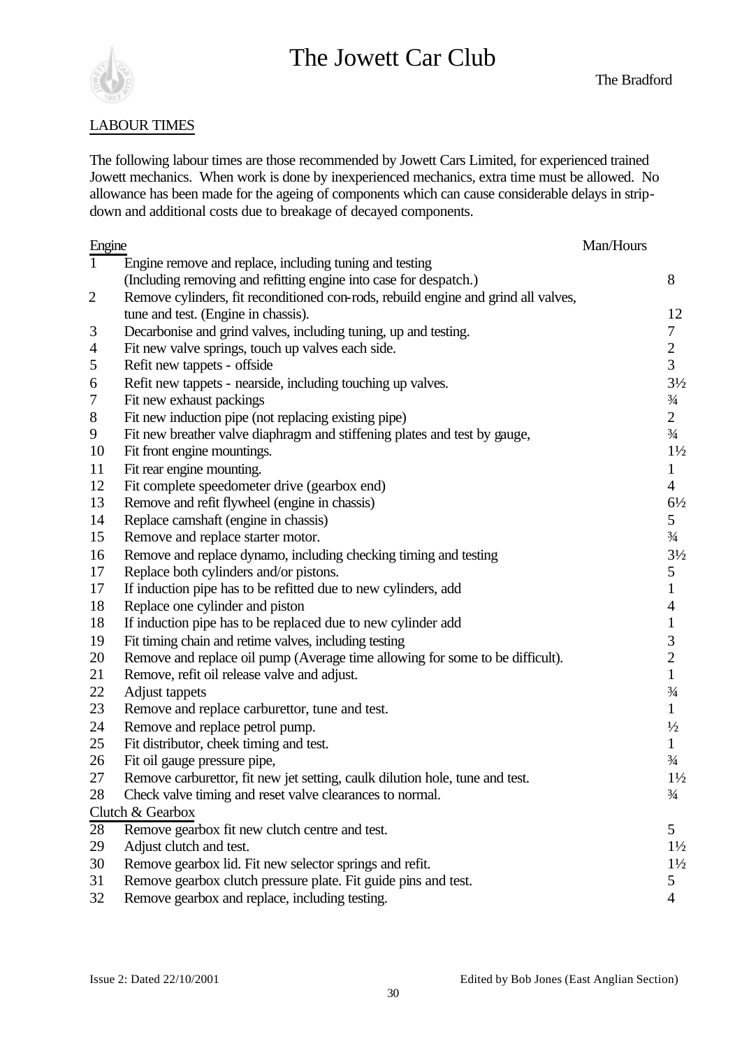## LABOUR TIMES

The following labour times are those recommended by Jowett Cars Limited, for experienced trained Jowett mechanics. When work is done by inexperienced mechanics, extra time must be allowed. No allowance has been made for the ageing of components which can cause considerable delays in strip-down and additional costs due to breakage of decayed components.

| | Engine | Man/Hours |
|---|---|---|
| 1 | Engine remove and replace, including tuning and testing (Including removing and refitting engine into case for despatch.) | 8 |
| 2 | Remove cylinders, fit reconditioned con-rods, rebuild engine and grind all valves, tune and test. (Engine in chassis). | 12 |
| 3 | Decarbonise and grind valves, including tuning, up and testing. | 7 |
| 4 | Fit new valve springs, touch up valves each side. | 2 |
| 5 | Refit new tappets - offside | 3 |
| 6 | Refit new tappets - nearside, including touching up valves. | 3½ |
| 7 | Fit new exhaust packings | ¾ |
| 8 | Fit new induction pipe (not replacing existing pipe) | 2 |
| 9 | Fit new breather valve diaphragm and stiffening plates and test by gauge, | ¾ |
| 10 | Fit front engine mountings. | 1½ |
| 11 | Fit rear engine mounting. | 1 |
| 12 | Fit complete speedometer drive (gearbox end) | 4 |
| 13 | Remove and refit flywheel (engine in chassis) | 6½ |
| 14 | Replace camshaft (engine in chassis) | 5 |
| 15 | Remove and replace starter motor. | ¾ |
| 16 | Remove and replace dynamo, including checking timing and testing | 3½ |
| 17 | Replace both cylinders and/or pistons. | 5 |
| 17 | If induction pipe has to be refitted due to new cylinders, add | 1 |
| 18 | Replace one cylinder and piston | 4 |
| 18 | If induction pipe has to be replaced due to new cylinder add | 1 |
| 19 | Fit timing chain and retime valves, including testing | 3 |
| 20 | Remove and replace oil pump (Average time allowing for some to be difficult). | 2 |
| 21 | Remove, refit oil release valve and adjust. | 1 |
| 22 | Adjust tappets | ¾ |
| 23 | Remove and replace carburettor, tune and test. | 1 |
| 24 | Remove and replace petrol pump. | ½ |
| 25 | Fit distributor, cheek timing and test. | 1 |
| 26 | Fit oil gauge pressure pipe, | ¾ |
| 27 | Remove carburettor, fit new jet setting, caulk dilution hole, tune and test. | 1½ |
| 28 | Check valve timing and reset valve clearances to normal. | ¾ |
| | **Clutch & Gearbox** | |
| 28 | Remove gearbox fit new clutch centre and test. | 5 |
| 29 | Adjust clutch and test. | 1½ |
| 30 | Remove gearbox lid. Fit new selector springs and refit. | 1½ |
| 31 | Remove gearbox clutch pressure plate. Fit guide pins and test. | 5 |
| 32 | Remove gearbox and replace, including testing. | 4 |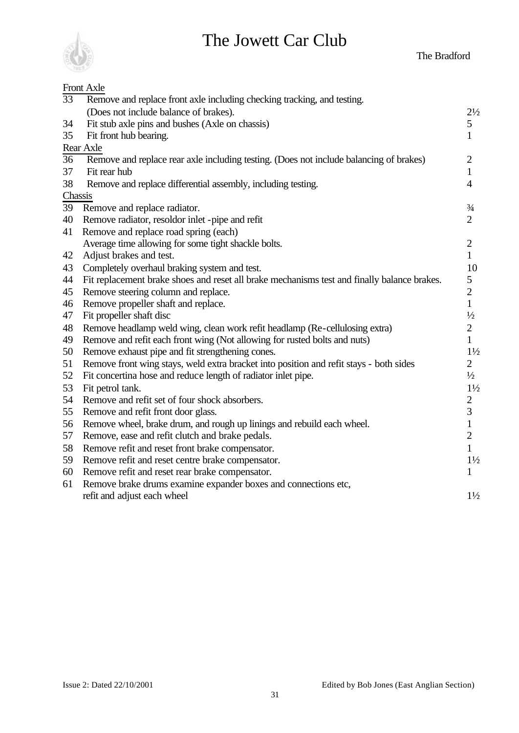**Front Axle**

| No. | Operation | Hours |
|---|---|---|
| 33 | Remove and replace front axle including checking tracking, and testing. (Does not include balance of brakes). | 2½ |
| 34 | Fit stub axle pins and bushes (Axle on chassis) | 5 |
| 35 | Fit front hub bearing. | 1 |

**Rear Axle**

| No. | Operation | Hours |
|---|---|---|
| 36 | Remove and replace rear axle including testing. (Does not include balancing of brakes) | 2 |
| 37 | Fit rear hub | 1 |
| 38 | Remove and replace differential assembly, including testing. | 4 |

**Chassis**

| No. | Operation | Hours |
|---|---|---|
| 39 | Remove and replace radiator. | ¾ |
| 40 | Remove radiator, resoldor inlet -pipe and refit | 2 |
| 41 | Remove and replace road spring (each) Average time allowing for some tight shackle bolts. | 2 |
| 42 | Adjust brakes and test. | 1 |
| 43 | Completely overhaul braking system and test. | 10 |
| 44 | Fit replacement brake shoes and reset all brake mechanisms test and finally balance brakes. | 5 |
| 45 | Remove steering column and replace. | 2 |
| 46 | Remove propeller shaft and replace. | 1 |
| 47 | Fit propeller shaft disc | ½ |
| 48 | Remove headlamp weld wing, clean work refit headlamp (Re-cellulosing extra) | 2 |
| 49 | Remove and refit each front wing (Not allowing for rusted bolts and nuts) | 1 |
| 50 | Remove exhaust pipe and fit strengthening cones. | 1½ |
| 51 | Remove front wing stays, weld extra bracket into position and refit stays - both sides | 2 |
| 52 | Fit concertina hose and reduce length of radiator inlet pipe. | ½ |
| 53 | Fit petrol tank. | 1½ |
| 54 | Remove and refit set of four shock absorbers. | 2 |
| 55 | Remove and refit front door glass. | 3 |
| 56 | Remove wheel, brake drum, and rough up linings and rebuild each wheel. | 1 |
| 57 | Remove, ease and refit clutch and brake pedals. | 2 |
| 58 | Remove refit and reset front brake compensator. | 1 |
| 59 | Remove refit and reset centre brake compensator. | 1½ |
| 60 | Remove refit and reset rear brake compensator. | 1 |
| 61 | Remove brake drums examine expander boxes and connections etc, refit and adjust each wheel | 1½ |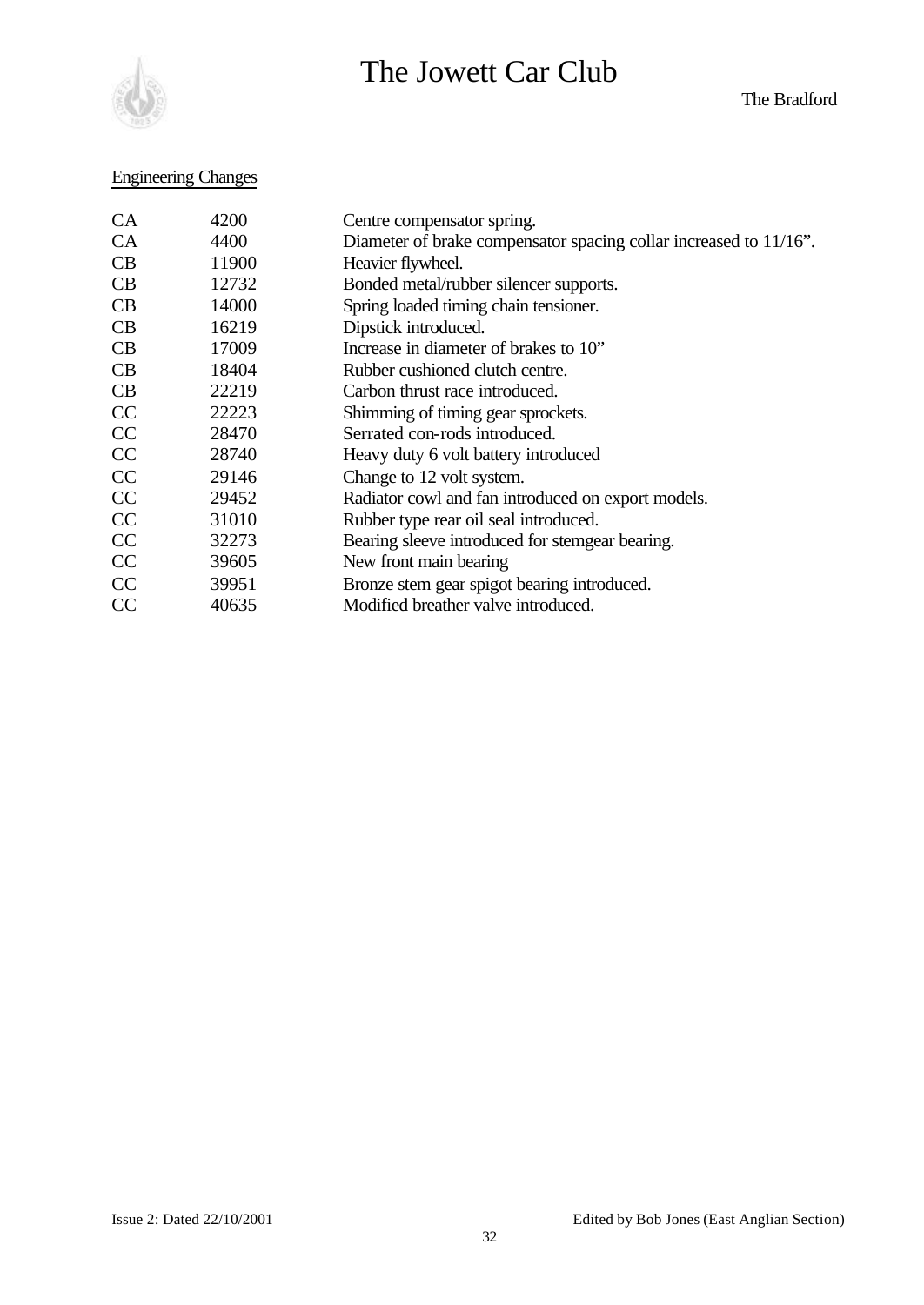## Engineering Changes

| | | |
|---|---|---|
| CA | 4200 | Centre compensator spring. |
| CA | 4400 | Diameter of brake compensator spacing collar increased to 11/16”. |
| CB | 11900 | Heavier flywheel. |
| CB | 12732 | Bonded metal/rubber silencer supports. |
| CB | 14000 | Spring loaded timing chain tensioner. |
| CB | 16219 | Dipstick introduced. |
| CB | 17009 | Increase in diameter of brakes to 10” |
| CB | 18404 | Rubber cushioned clutch centre. |
| CB | 22219 | Carbon thrust race introduced. |
| CC | 22223 | Shimming of timing gear sprockets. |
| CC | 28470 | Serrated con-rods introduced. |
| CC | 28740 | Heavy duty 6 volt battery introduced |
| CC | 29146 | Change to 12 volt system. |
| CC | 29452 | Radiator cowl and fan introduced on export models. |
| CC | 31010 | Rubber type rear oil seal introduced. |
| CC | 32273 | Bearing sleeve introduced for stemgear bearing. |
| CC | 39605 | New front main bearing |
| CC | 39951 | Bronze stem gear spigot bearing introduced. |
| CC | 40635 | Modified breather valve introduced. |